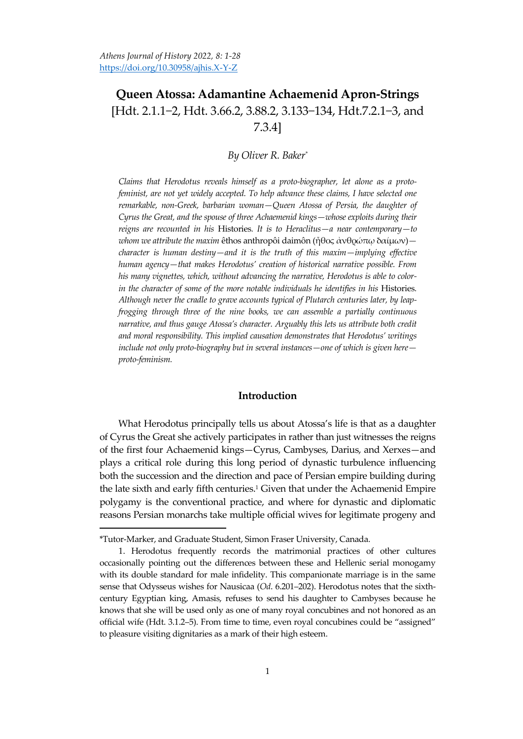# Queen Atossa: Adamantine Achaemenid Apron-Strings

[Hdt. 2.1.1–2, Hdt. 3.66.2, 3.88.2, 3.133–134, Hdt.7.2.1–3, and 7.3.4]

*By Oliver R. Baker*[*]

*Claims that Herodotus reveals himself as a proto-biographer, let alone as a proto-feminist, are not yet widely accepted. To help advance these claims, I have selected one remarkable, non-Greek, barbarian woman—Queen Atossa of Persia, the daughter of Cyrus the Great, and the spouse of three Achaemenid kings—whose exploits during their reigns are recounted in his* Histories*. It is to Heraclitus—a near contemporary—to whom we attribute the maxim* êthos anthropôi daimôn (ἦθος ἀνθρώπῳ δαίμων)*—character is human destiny—and it is the truth of this maxim—implying effective human agency—that makes Herodotus' creation of historical narrative possible. From his many vignettes, which, without advancing the narrative, Herodotus is able to color-in the character of some of the more notable individuals he identifies in his* Histories*. Although never the cradle to grave accounts typical of Plutarch centuries later, by leap-frogging through three of the nine books, we can assemble a partially continuous narrative, and thus gauge Atossa's character. Arguably this lets us attribute both credit and moral responsibility. This implied causation demonstrates that Herodotus' writings include not only proto-biography but in several instances—one of which is given here—proto-feminism.*

## Introduction

What Herodotus principally tells us about Atossa's life is that as a daughter of Cyrus the Great she actively participates in rather than just witnesses the reigns of the first four Achaemenid kings—Cyrus, Cambyses, Darius, and Xerxes—and plays a critical role during this long period of dynastic turbulence influencing both the succession and the direction and pace of Persian empire building during the late sixth and early fifth centuries.[1] Given that under the Achaemenid Empire polygamy is the conventional practice, and where for dynastic and diplomatic reasons Persian monarchs take multiple official wives for legitimate progeny and

---

*Tutor-Marker, and Graduate Student, Simon Fraser University, Canada.

1. Herodotus frequently records the matrimonial practices of other cultures occasionally pointing out the differences between these and Hellenic serial monogamy with its double standard for male infidelity. This companionate marriage is in the same sense that Odysseus wishes for Nausicaa (*Od*. 6.201–202). Herodotus notes that the sixth-century Egyptian king, Amasis, refuses to send his daughter to Cambyses because he knows that she will be used only as one of many royal concubines and not honored as an official wife (Hdt. 3.1.2–5). From time to time, even royal concubines could be "assigned" to pleasure visiting dignitaries as a mark of their high esteem.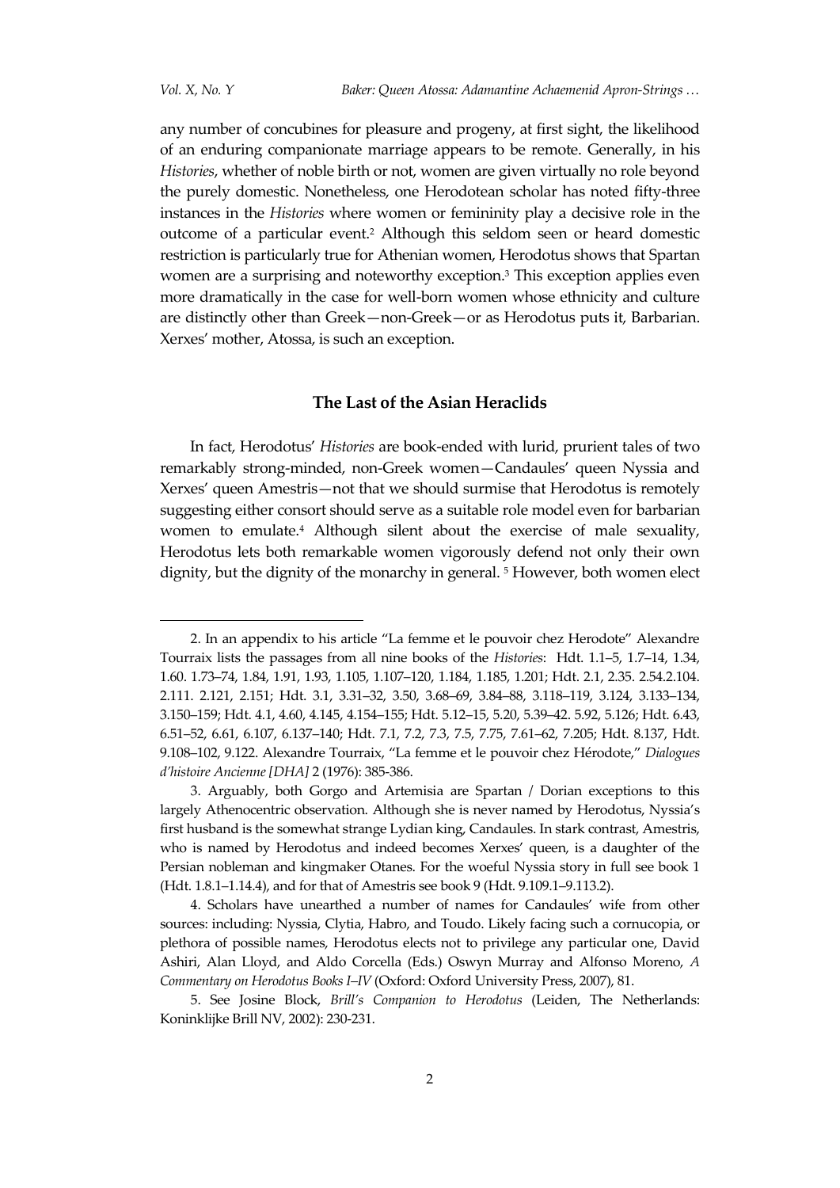any number of concubines for pleasure and progeny, at first sight, the likelihood of an enduring companionate marriage appears to be remote. Generally, in his *Histories*, whether of noble birth or not, women are given virtually no role beyond the purely domestic. Nonetheless, one Herodotean scholar has noted fifty-three instances in the *Histories* where women or femininity play a decisive role in the outcome of a particular event.[2] Although this seldom seen or heard domestic restriction is particularly true for Athenian women, Herodotus shows that Spartan women are a surprising and noteworthy exception.[3] This exception applies even more dramatically in the case for well-born women whose ethnicity and culture are distinctly other than Greek—non-Greek—or as Herodotus puts it, Barbarian. Xerxes' mother, Atossa, is such an exception.

## The Last of the Asian Heraclids

In fact, Herodotus' *Histories* are book-ended with lurid, prurient tales of two remarkably strong-minded, non-Greek women—Candaules' queen Nyssia and Xerxes' queen Amestris—not that we should surmise that Herodotus is remotely suggesting either consort should serve as a suitable role model even for barbarian women to emulate.[4] Although silent about the exercise of male sexuality, Herodotus lets both remarkable women vigorously defend not only their own dignity, but the dignity of the monarchy in general. [5] However, both women elect

---

2. In an appendix to his article "La femme et le pouvoir chez Herodote" Alexandre Tourraix lists the passages from all nine books of the *Histories*: Hdt. 1.1–5, 1.7–14, 1.34, 1.60. 1.73–74, 1.84, 1.91, 1.93, 1.105, 1.107–120, 1.184, 1.185, 1.201; Hdt. 2.1, 2.35. 2.54.2.104. 2.111. 2.121, 2.151; Hdt. 3.1, 3.31–32, 3.50, 3.68–69, 3.84–88, 3.118–119, 3.124, 3.133–134, 3.150–159; Hdt. 4.1, 4.60, 4.145, 4.154–155; Hdt. 5.12–15, 5.20, 5.39–42. 5.92, 5.126; Hdt. 6.43, 6.51–52, 6.61, 6.107, 6.137–140; Hdt. 7.1, 7.2, 7.3, 7.5, 7.75, 7.61–62, 7.205; Hdt. 8.137, Hdt. 9.108–102, 9.122. Alexandre Tourraix, "La femme et le pouvoir chez Hérodote," *Dialogues d'histoire Ancienne [DHA]* 2 (1976): 385-386.

3. Arguably, both Gorgo and Artemisia are Spartan / Dorian exceptions to this largely Athenocentric observation. Although she is never named by Herodotus, Nyssia's first husband is the somewhat strange Lydian king, Candaules. In stark contrast, Amestris, who is named by Herodotus and indeed becomes Xerxes' queen, is a daughter of the Persian nobleman and kingmaker Otanes. For the woeful Nyssia story in full see book 1 (Hdt. 1.8.1–1.14.4), and for that of Amestris see book 9 (Hdt. 9.109.1–9.113.2).

4. Scholars have unearthed a number of names for Candaules' wife from other sources: including: Nyssia, Clytia, Habro, and Toudo. Likely facing such a cornucopia, or plethora of possible names, Herodotus elects not to privilege any particular one, David Ashiri, Alan Lloyd, and Aldo Corcella (Eds.) Oswyn Murray and Alfonso Moreno, *A Commentary on Herodotus Books I–IV* (Oxford: Oxford University Press, 2007), 81.

5. See Josine Block, *Brill's Companion to Herodotus* (Leiden, The Netherlands: Koninklijke Brill NV, 2002): 230-231.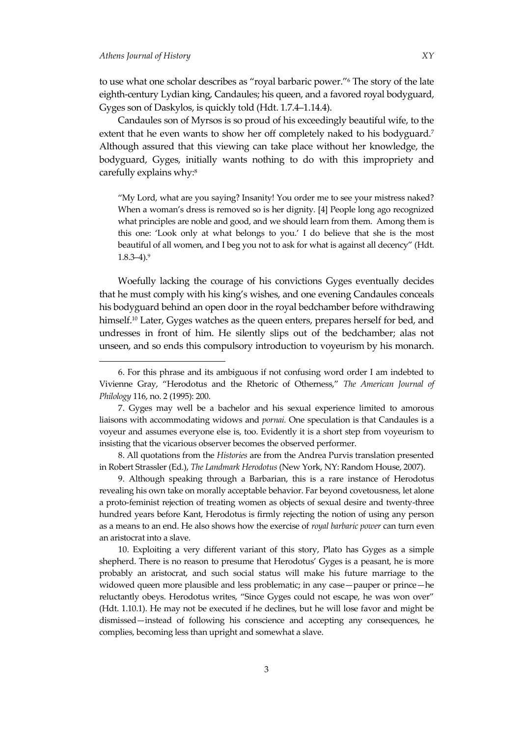to use what one scholar describes as "royal barbaric power."[6] The story of the late eighth-century Lydian king, Candaules; his queen, and a favored royal bodyguard, Gyges son of Daskylos, is quickly told (Hdt. 1.7.4–1.14.4).

Candaules son of Myrsos is so proud of his exceedingly beautiful wife, to the extent that he even wants to show her off completely naked to his bodyguard.[7] Although assured that this viewing can take place without her knowledge, the bodyguard, Gyges, initially wants nothing to do with this impropriety and carefully explains why:[8]

> "My Lord, what are you saying? Insanity! You order me to see your mistress naked? When a woman's dress is removed so is her dignity. [4] People long ago recognized what principles are noble and good, and we should learn from them. Among them is this one: 'Look only at what belongs to you.' I do believe that she is the most beautiful of all women, and I beg you not to ask for what is against all decency" (Hdt. 1.8.3–4).[9]

Woefully lacking the courage of his convictions Gyges eventually decides that he must comply with his king's wishes, and one evening Candaules conceals his bodyguard behind an open door in the royal bedchamber before withdrawing himself.[10] Later, Gyges watches as the queen enters, prepares herself for bed, and undresses in front of him. He silently slips out of the bedchamber; alas not unseen, and so ends this compulsory introduction to voyeurism by his monarch.

---

6. For this phrase and its ambiguous if not confusing word order I am indebted to Vivienne Gray, "Herodotus and the Rhetoric of Otherness," *The American Journal of Philology* 116, no. 2 (1995): 200.

7. Gyges may well be a bachelor and his sexual experience limited to amorous liaisons with accommodating widows and *pornai.* One speculation is that Candaules is a voyeur and assumes everyone else is, too. Evidently it is a short step from voyeurism to insisting that the vicarious observer becomes the observed performer.

8. All quotations from the *Histories* are from the Andrea Purvis translation presented in Robert Strassler (Ed.), *The Landmark Herodotus* (New York, NY: Random House, 2007).

9. Although speaking through a Barbarian, this is a rare instance of Herodotus revealing his own take on morally acceptable behavior. Far beyond covetousness, let alone a proto-feminist rejection of treating women as objects of sexual desire and twenty-three hundred years before Kant, Herodotus is firmly rejecting the notion of using any person as a means to an end. He also shows how the exercise of *royal barbaric power* can turn even an aristocrat into a slave.

10. Exploiting a very different variant of this story, Plato has Gyges as a simple shepherd. There is no reason to presume that Herodotus' Gyges is a peasant, he is more probably an aristocrat, and such social status will make his future marriage to the widowed queen more plausible and less problematic; in any case—pauper or prince—he reluctantly obeys. Herodotus writes, "Since Gyges could not escape, he was won over" (Hdt. 1.10.1). He may not be executed if he declines, but he will lose favor and might be dismissed—instead of following his conscience and accepting any consequences, he complies, becoming less than upright and somewhat a slave.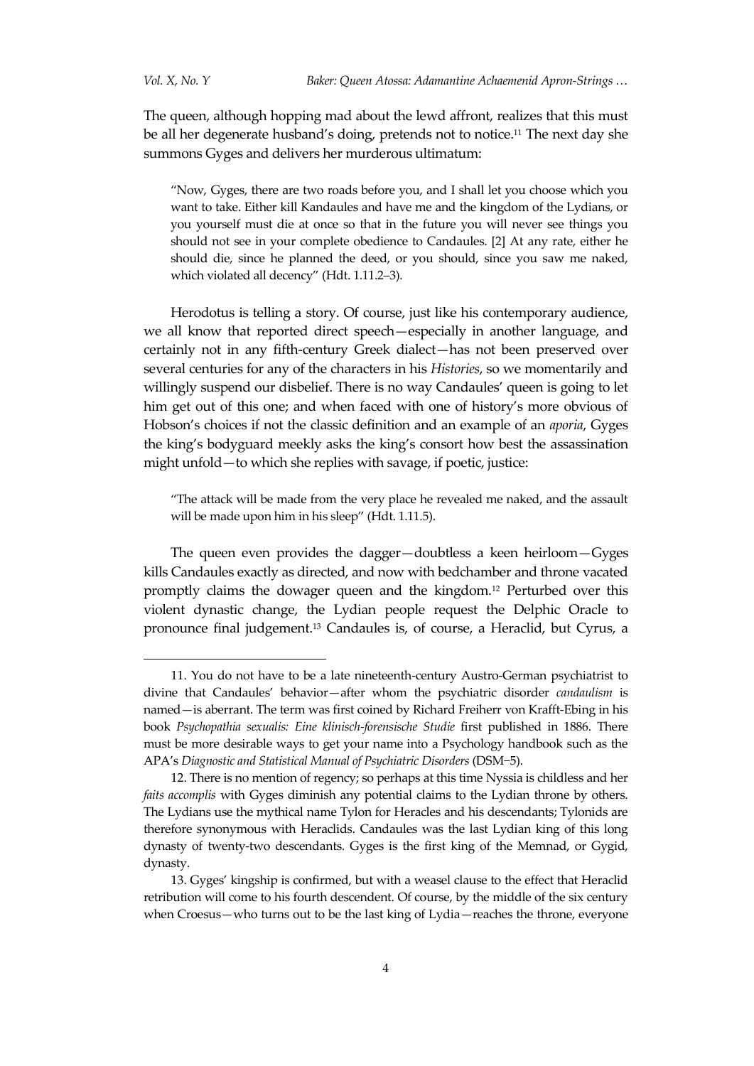The queen, although hopping mad about the lewd affront, realizes that this must be all her degenerate husband's doing, pretends not to notice.[11] The next day she summons Gyges and delivers her murderous ultimatum:

> "Now, Gyges, there are two roads before you, and I shall let you choose which you want to take. Either kill Kandaules and have me and the kingdom of the Lydians, or you yourself must die at once so that in the future you will never see things you should not see in your complete obedience to Candaules. [2] At any rate, either he should die, since he planned the deed, or you should, since you saw me naked, which violated all decency" (Hdt. 1.11.2–3).

Herodotus is telling a story. Of course, just like his contemporary audience, we all know that reported direct speech—especially in another language, and certainly not in any fifth-century Greek dialect—has not been preserved over several centuries for any of the characters in his *Histories*, so we momentarily and willingly suspend our disbelief. There is no way Candaules' queen is going to let him get out of this one; and when faced with one of history's more obvious of Hobson's choices if not the classic definition and an example of an *aporia*, Gyges the king's bodyguard meekly asks the king's consort how best the assassination might unfold—to which she replies with savage, if poetic, justice:

> "The attack will be made from the very place he revealed me naked, and the assault will be made upon him in his sleep" (Hdt. 1.11.5).

The queen even provides the dagger—doubtless a keen heirloom—Gyges kills Candaules exactly as directed, and now with bedchamber and throne vacated promptly claims the dowager queen and the kingdom.[12] Perturbed over this violent dynastic change, the Lydian people request the Delphic Oracle to pronounce final judgement.[13] Candaules is, of course, a Heraclid, but Cyrus, a

11. You do not have to be a late nineteenth-century Austro-German psychiatrist to divine that Candaules' behavior—after whom the psychiatric disorder *candaulism* is named—is aberrant. The term was first coined by Richard Freiherr von Krafft-Ebing in his book *Psychopathia sexualis: Eine klinisch-forensische Studie* first published in 1886. There must be more desirable ways to get your name into a Psychology handbook such as the APA's *Diagnostic and Statistical Manual of Psychiatric Disorders* (DSM–5).

12. There is no mention of regency; so perhaps at this time Nyssia is childless and her *faits accomplis* with Gyges diminish any potential claims to the Lydian throne by others. The Lydians use the mythical name Tylon for Heracles and his descendants; Tylonids are therefore synonymous with Heraclids. Candaules was the last Lydian king of this long dynasty of twenty-two descendants. Gyges is the first king of the Memnad, or Gygid, dynasty.

13. Gyges' kingship is confirmed, but with a weasel clause to the effect that Heraclid retribution will come to his fourth descendent. Of course, by the middle of the six century when Croesus—who turns out to be the last king of Lydia—reaches the throne, everyone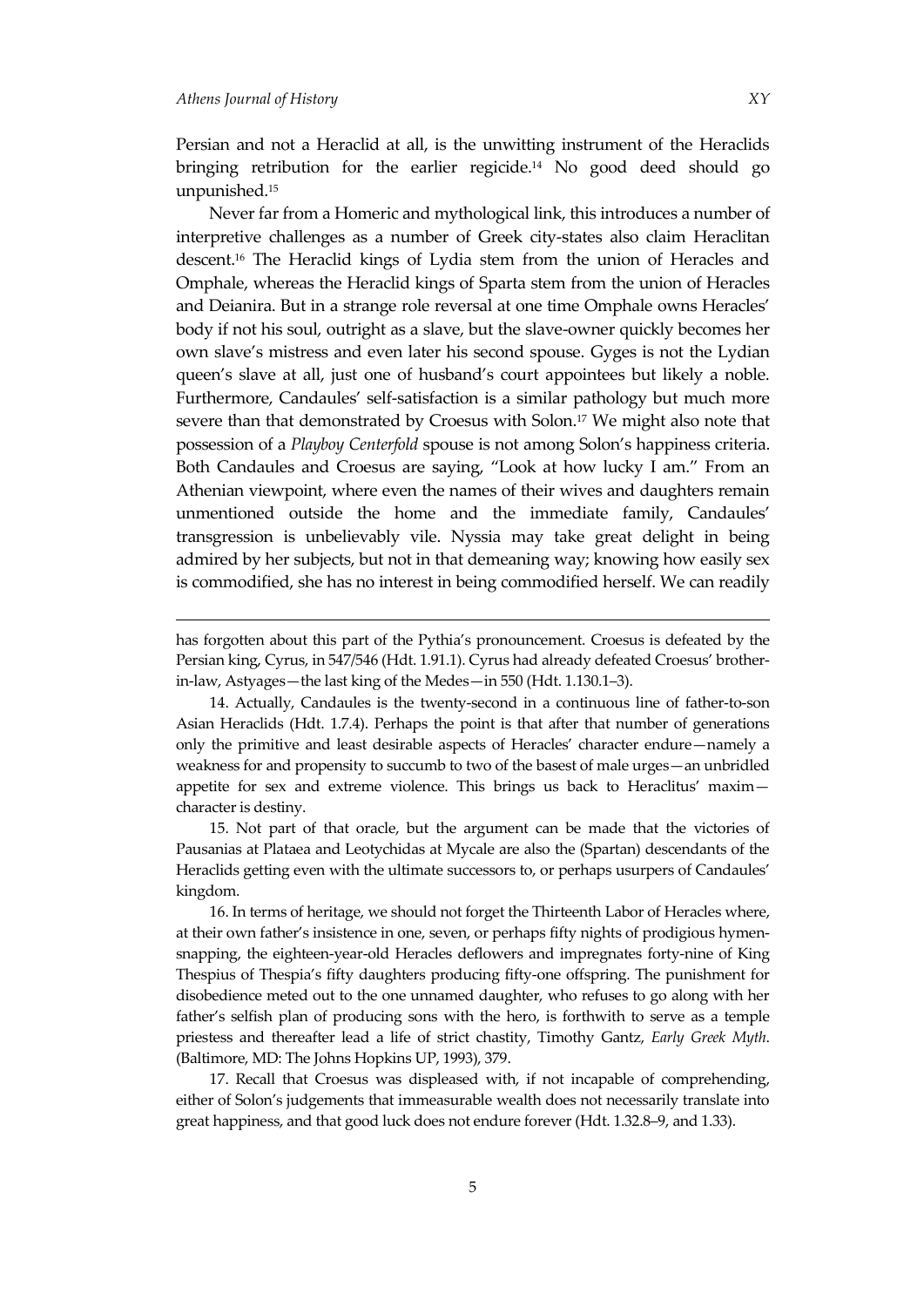Persian and not a Heraclid at all, is the unwitting instrument of the Heraclids bringing retribution for the earlier regicide.[14] No good deed should go unpunished.[15]

Never far from a Homeric and mythological link, this introduces a number of interpretive challenges as a number of Greek city-states also claim Heraclitan descent.[16] The Heraclid kings of Lydia stem from the union of Heracles and Omphale, whereas the Heraclid kings of Sparta stem from the union of Heracles and Deianira. But in a strange role reversal at one time Omphale owns Heracles' body if not his soul, outright as a slave, but the slave-owner quickly becomes her own slave's mistress and even later his second spouse. Gyges is not the Lydian queen's slave at all, just one of husband's court appointees but likely a noble. Furthermore, Candaules' self-satisfaction is a similar pathology but much more severe than that demonstrated by Croesus with Solon.[17] We might also note that possession of a *Playboy Centerfold* spouse is not among Solon's happiness criteria. Both Candaules and Croesus are saying, "Look at how lucky I am." From an Athenian viewpoint, where even the names of their wives and daughters remain unmentioned outside the home and the immediate family, Candaules' transgression is unbelievably vile. Nyssia may take great delight in being admired by her subjects, but not in that demeaning way; knowing how easily sex is commodified, she has no interest in being commodified herself. We can readily

---

has forgotten about this part of the Pythia's pronouncement. Croesus is defeated by the Persian king, Cyrus, in 547/546 (Hdt. 1.91.1). Cyrus had already defeated Croesus' brother-in-law, Astyages—the last king of the Medes—in 550 (Hdt. 1.130.1–3).

14. Actually, Candaules is the twenty-second in a continuous line of father-to-son Asian Heraclids (Hdt. 1.7.4). Perhaps the point is that after that number of generations only the primitive and least desirable aspects of Heracles' character endure—namely a weakness for and propensity to succumb to two of the basest of male urges—an unbridled appetite for sex and extreme violence. This brings us back to Heraclitus' maxim—character is destiny.

15. Not part of that oracle, but the argument can be made that the victories of Pausanias at Plataea and Leotychidas at Mycale are also the (Spartan) descendants of the Heraclids getting even with the ultimate successors to, or perhaps usurpers of Candaules' kingdom.

16. In terms of heritage, we should not forget the Thirteenth Labor of Heracles where, at their own father's insistence in one, seven, or perhaps fifty nights of prodigious hymen-snapping, the eighteen-year-old Heracles deflowers and impregnates forty-nine of King Thespius of Thespia's fifty daughters producing fifty-one offspring. The punishment for disobedience meted out to the one unnamed daughter, who refuses to go along with her father's selfish plan of producing sons with the hero, is forthwith to serve as a temple priestess and thereafter lead a life of strict chastity, Timothy Gantz, *Early Greek Myth*. (Baltimore, MD: The Johns Hopkins UP, 1993), 379.

17. Recall that Croesus was displeased with, if not incapable of comprehending, either of Solon's judgements that immeasurable wealth does not necessarily translate into great happiness, and that good luck does not endure forever (Hdt. 1.32.8–9, and 1.33).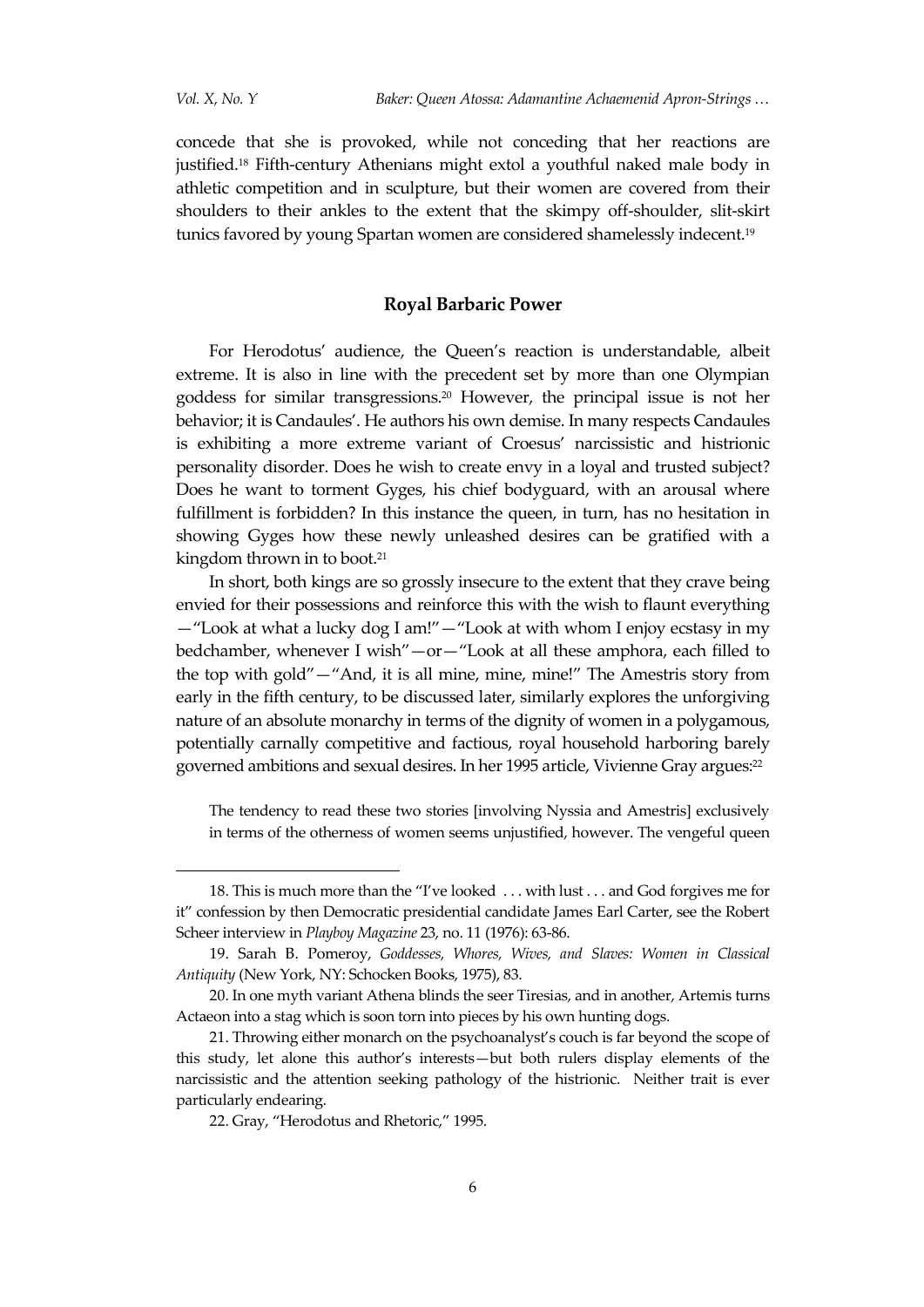concede that she is provoked, while not conceding that her reactions are justified.[18] Fifth-century Athenians might extol a youthful naked male body in athletic competition and in sculpture, but their women are covered from their shoulders to their ankles to the extent that the skimpy off-shoulder, slit-skirt tunics favored by young Spartan women are considered shamelessly indecent.[19]

## Royal Barbaric Power

For Herodotus' audience, the Queen's reaction is understandable, albeit extreme. It is also in line with the precedent set by more than one Olympian goddess for similar transgressions.[20] However, the principal issue is not her behavior; it is Candaules'. He authors his own demise. In many respects Candaules is exhibiting a more extreme variant of Croesus' narcissistic and histrionic personality disorder. Does he wish to create envy in a loyal and trusted subject? Does he want to torment Gyges, his chief bodyguard, with an arousal where fulfillment is forbidden? In this instance the queen, in turn, has no hesitation in showing Gyges how these newly unleashed desires can be gratified with a kingdom thrown in to boot.[21]

In short, both kings are so grossly insecure to the extent that they crave being envied for their possessions and reinforce this with the wish to flaunt everything —"Look at what a lucky dog I am!"—"Look at with whom I enjoy ecstasy in my bedchamber, whenever I wish"—or—"Look at all these amphora, each filled to the top with gold"—"And, it is all mine, mine, mine!" The Amestris story from early in the fifth century, to be discussed later, similarly explores the unforgiving nature of an absolute monarchy in terms of the dignity of women in a polygamous, potentially carnally competitive and factious, royal household harboring barely governed ambitions and sexual desires. In her 1995 article, Vivienne Gray argues:[22]

> The tendency to read these two stories [involving Nyssia and Amestris] exclusively in terms of the otherness of women seems unjustified, however. The vengeful queen

---

18. This is much more than the "I've looked . . . with lust . . . and God forgives me for it" confession by then Democratic presidential candidate James Earl Carter, see the Robert Scheer interview in *Playboy Magazine* 23, no. 11 (1976): 63-86.

19. Sarah B. Pomeroy, *Goddesses, Whores, Wives, and Slaves: Women in Classical Antiquity* (New York, NY: Schocken Books, 1975), 83.

20. In one myth variant Athena blinds the seer Tiresias, and in another, Artemis turns Actaeon into a stag which is soon torn into pieces by his own hunting dogs.

21. Throwing either monarch on the psychoanalyst's couch is far beyond the scope of this study, let alone this author's interests—but both rulers display elements of the narcissistic and the attention seeking pathology of the histrionic. Neither trait is ever particularly endearing.

22. Gray, "Herodotus and Rhetoric," 1995.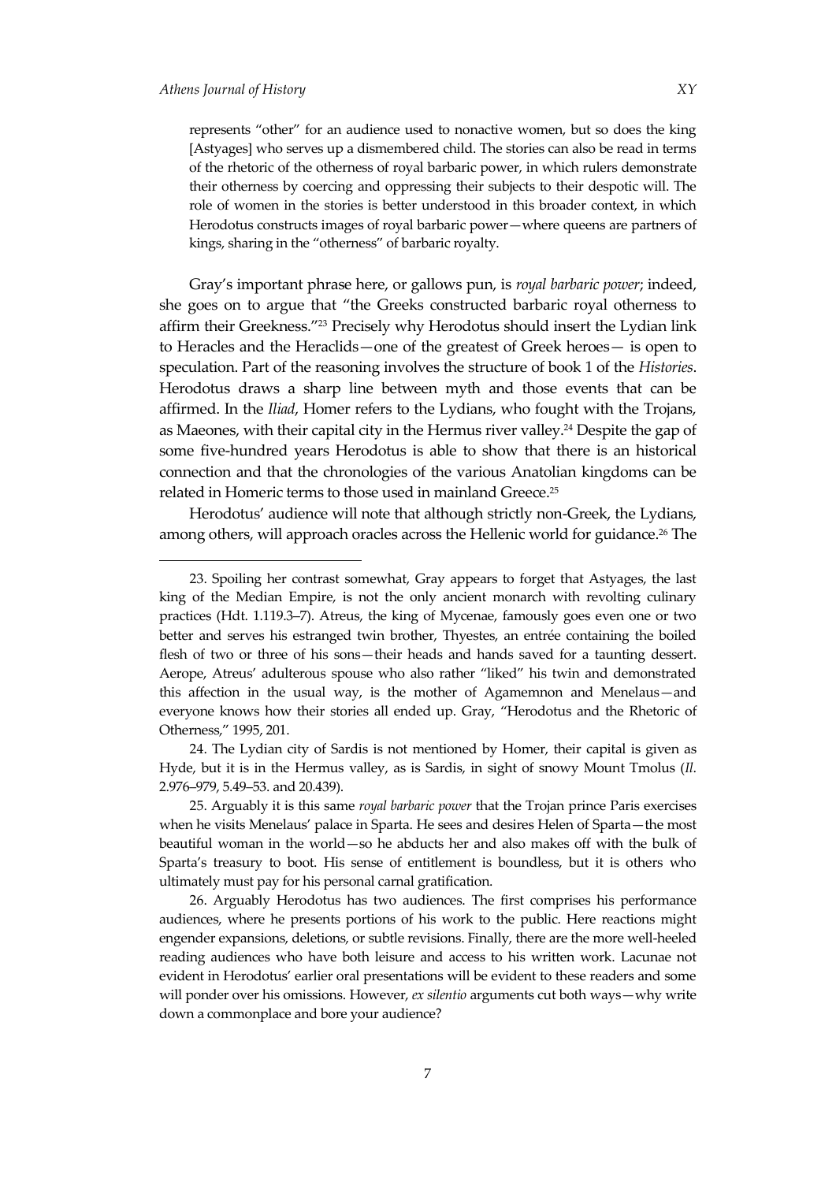represents "other" for an audience used to nonactive women, but so does the king [Astyages] who serves up a dismembered child. The stories can also be read in terms of the rhetoric of the otherness of royal barbaric power, in which rulers demonstrate their otherness by coercing and oppressing their subjects to their despotic will. The role of women in the stories is better understood in this broader context, in which Herodotus constructs images of royal barbaric power—where queens are partners of kings, sharing in the "otherness" of barbaric royalty.

Gray's important phrase here, or gallows pun, is *royal barbaric power*; indeed, she goes on to argue that "the Greeks constructed barbaric royal otherness to affirm their Greekness."[23] Precisely why Herodotus should insert the Lydian link to Heracles and the Heraclids—one of the greatest of Greek heroes— is open to speculation. Part of the reasoning involves the structure of book 1 of the *Histories*. Herodotus draws a sharp line between myth and those events that can be affirmed. In the *Iliad*, Homer refers to the Lydians, who fought with the Trojans, as Maeones, with their capital city in the Hermus river valley.[24] Despite the gap of some five-hundred years Herodotus is able to show that there is an historical connection and that the chronologies of the various Anatolian kingdoms can be related in Homeric terms to those used in mainland Greece.[25]

Herodotus' audience will note that although strictly non-Greek, the Lydians, among others, will approach oracles across the Hellenic world for guidance.[26] The

---

23. Spoiling her contrast somewhat, Gray appears to forget that Astyages, the last king of the Median Empire, is not the only ancient monarch with revolting culinary practices (Hdt. 1.119.3–7). Atreus, the king of Mycenae, famously goes even one or two better and serves his estranged twin brother, Thyestes, an entrée containing the boiled flesh of two or three of his sons—their heads and hands saved for a taunting dessert. Aerope, Atreus' adulterous spouse who also rather "liked" his twin and demonstrated this affection in the usual way, is the mother of Agamemnon and Menelaus—and everyone knows how their stories all ended up. Gray, "Herodotus and the Rhetoric of Otherness," 1995, 201.

24. The Lydian city of Sardis is not mentioned by Homer, their capital is given as Hyde, but it is in the Hermus valley, as is Sardis, in sight of snowy Mount Tmolus (*Il.* 2.976–979, 5.49–53. and 20.439).

25. Arguably it is this same *royal barbaric power* that the Trojan prince Paris exercises when he visits Menelaus' palace in Sparta. He sees and desires Helen of Sparta—the most beautiful woman in the world—so he abducts her and also makes off with the bulk of Sparta's treasury to boot. His sense of entitlement is boundless, but it is others who ultimately must pay for his personal carnal gratification.

26. Arguably Herodotus has two audiences. The first comprises his performance audiences, where he presents portions of his work to the public. Here reactions might engender expansions, deletions, or subtle revisions. Finally, there are the more well-heeled reading audiences who have both leisure and access to his written work. Lacunae not evident in Herodotus' earlier oral presentations will be evident to these readers and some will ponder over his omissions. However, *ex silentio* arguments cut both ways—why write down a commonplace and bore your audience?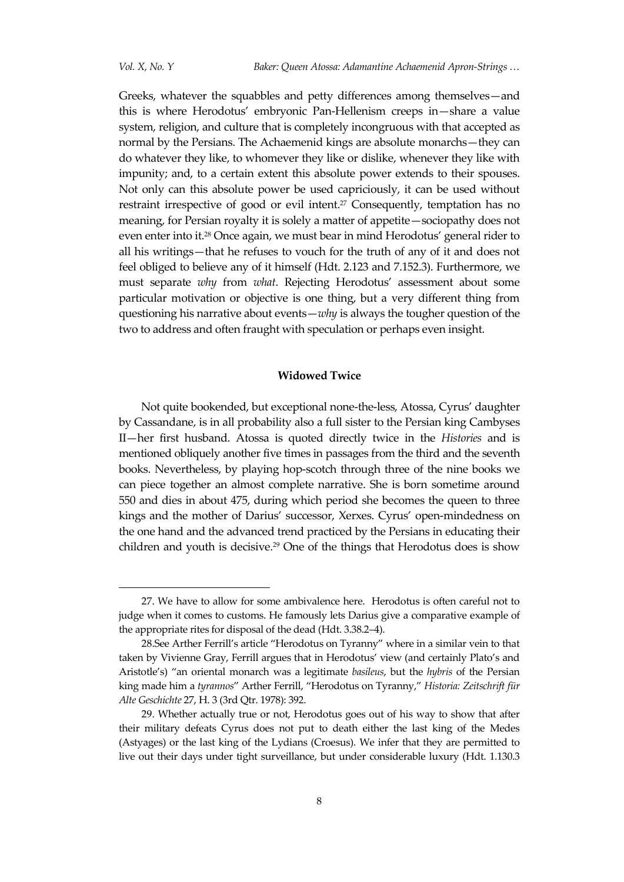Greeks, whatever the squabbles and petty differences among themselves—and this is where Herodotus' embryonic Pan-Hellenism creeps in—share a value system, religion, and culture that is completely incongruous with that accepted as normal by the Persians. The Achaemenid kings are absolute monarchs—they can do whatever they like, to whomever they like or dislike, whenever they like with impunity; and, to a certain extent this absolute power extends to their spouses. Not only can this absolute power be used capriciously, it can be used without restraint irrespective of good or evil intent.[27] Consequently, temptation has no meaning, for Persian royalty it is solely a matter of appetite—sociopathy does not even enter into it.[28] Once again, we must bear in mind Herodotus' general rider to all his writings—that he refuses to vouch for the truth of any of it and does not feel obliged to believe any of it himself (Hdt. 2.123 and 7.152.3). Furthermore, we must separate *why* from *what*. Rejecting Herodotus' assessment about some particular motivation or objective is one thing, but a very different thing from questioning his narrative about events—*why* is always the tougher question of the two to address and often fraught with speculation or perhaps even insight.

## Widowed Twice

Not quite bookended, but exceptional none-the-less, Atossa, Cyrus' daughter by Cassandane, is in all probability also a full sister to the Persian king Cambyses II—her first husband. Atossa is quoted directly twice in the *Histories* and is mentioned obliquely another five times in passages from the third and the seventh books. Nevertheless, by playing hop-scotch through three of the nine books we can piece together an almost complete narrative. She is born sometime around 550 and dies in about 475, during which period she becomes the queen to three kings and the mother of Darius' successor, Xerxes. Cyrus' open-mindedness on the one hand and the advanced trend practiced by the Persians in educating their children and youth is decisive.[29] One of the things that Herodotus does is show

---

27. We have to allow for some ambivalence here. Herodotus is often careful not to judge when it comes to customs. He famously lets Darius give a comparative example of the appropriate rites for disposal of the dead (Hdt. 3.38.2–4).

28. See Arther Ferrill's article "Herodotus on Tyranny" where in a similar vein to that taken by Vivienne Gray, Ferrill argues that in Herodotus' view (and certainly Plato's and Aristotle's) "an oriental monarch was a legitimate *basileus*, but the *hybris* of the Persian king made him a *tyrannos*" Arther Ferrill, "Herodotus on Tyranny," *Historia: Zeitschrift für Alte Geschichte* 27, H. 3 (3rd Qtr. 1978): 392.

29. Whether actually true or not, Herodotus goes out of his way to show that after their military defeats Cyrus does not put to death either the last king of the Medes (Astyages) or the last king of the Lydians (Croesus). We infer that they are permitted to live out their days under tight surveillance, but under considerable luxury (Hdt. 1.130.3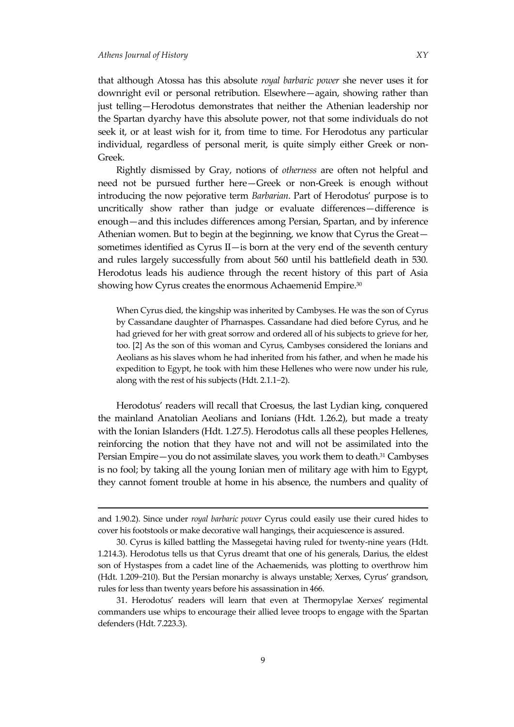that although Atossa has this absolute *royal barbaric power* she never uses it for downright evil or personal retribution. Elsewhere—again, showing rather than just telling—Herodotus demonstrates that neither the Athenian leadership nor the Spartan dyarchy have this absolute power, not that some individuals do not seek it, or at least wish for it, from time to time. For Herodotus any particular individual, regardless of personal merit, is quite simply either Greek or non-Greek.

Rightly dismissed by Gray, notions of *otherness* are often not helpful and need not be pursued further here—Greek or non-Greek is enough without introducing the now pejorative term *Barbarian*. Part of Herodotus' purpose is to uncritically show rather than judge or evaluate differences—difference is enough—and this includes differences among Persian, Spartan, and by inference Athenian women. But to begin at the beginning, we know that Cyrus the Great—sometimes identified as Cyrus II—is born at the very end of the seventh century and rules largely successfully from about 560 until his battlefield death in 530. Herodotus leads his audience through the recent history of this part of Asia showing how Cyrus creates the enormous Achaemenid Empire.[30]

> When Cyrus died, the kingship was inherited by Cambyses. He was the son of Cyrus by Cassandane daughter of Pharnaspes. Cassandane had died before Cyrus, and he had grieved for her with great sorrow and ordered all of his subjects to grieve for her, too. [2] As the son of this woman and Cyrus, Cambyses considered the Ionians and Aeolians as his slaves whom he had inherited from his father, and when he made his expedition to Egypt, he took with him these Hellenes who were now under his rule, along with the rest of his subjects (Hdt. 2.1.1–2).

Herodotus' readers will recall that Croesus, the last Lydian king, conquered the mainland Anatolian Aeolians and Ionians (Hdt. 1.26.2), but made a treaty with the Ionian Islanders (Hdt. 1.27.5). Herodotus calls all these peoples Hellenes, reinforcing the notion that they have not and will not be assimilated into the Persian Empire—you do not assimilate slaves, you work them to death.[31] Cambyses is no fool; by taking all the young Ionian men of military age with him to Egypt, they cannot foment trouble at home in his absence, the numbers and quality of

---

and 1.90.2). Since under *royal barbaric power* Cyrus could easily use their cured hides to cover his footstools or make decorative wall hangings, their acquiescence is assured.

30. Cyrus is killed battling the Massegetai having ruled for twenty-nine years (Hdt. 1.214.3). Herodotus tells us that Cyrus dreamt that one of his generals, Darius, the eldest son of Hystaspes from a cadet line of the Achaemenids, was plotting to overthrow him (Hdt. 1.209–210). But the Persian monarchy is always unstable; Xerxes, Cyrus' grandson, rules for less than twenty years before his assassination in 466.

31. Herodotus' readers will learn that even at Thermopylae Xerxes' regimental commanders use whips to encourage their allied levee troops to engage with the Spartan defenders (Hdt. 7.223.3).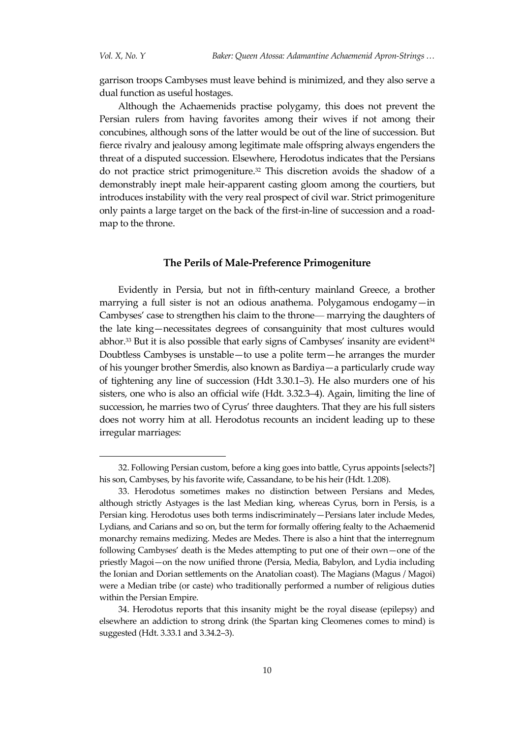garrison troops Cambyses must leave behind is minimized, and they also serve a dual function as useful hostages.

Although the Achaemenids practise polygamy, this does not prevent the Persian rulers from having favorites among their wives if not among their concubines, although sons of the latter would be out of the line of succession. But fierce rivalry and jealousy among legitimate male offspring always engenders the threat of a disputed succession. Elsewhere, Herodotus indicates that the Persians do not practice strict primogeniture.[32] This discretion avoids the shadow of a demonstrably inept male heir-apparent casting gloom among the courtiers, but introduces instability with the very real prospect of civil war. Strict primogeniture only paints a large target on the back of the first-in-line of succession and a road-map to the throne.

## The Perils of Male-Preference Primogeniture

Evidently in Persia, but not in fifth-century mainland Greece, a brother marrying a full sister is not an odious anathema. Polygamous endogamy—in Cambyses' case to strengthen his claim to the throne— marrying the daughters of the late king—necessitates degrees of consanguinity that most cultures would abhor.[33] But it is also possible that early signs of Cambyses' insanity are evident[34] Doubtless Cambyses is unstable—to use a polite term—he arranges the murder of his younger brother Smerdis, also known as Bardiya—a particularly crude way of tightening any line of succession (Hdt 3.30.1–3). He also murders one of his sisters, one who is also an official wife (Hdt. 3.32.3–4). Again, limiting the line of succession, he marries two of Cyrus' three daughters. That they are his full sisters does not worry him at all. Herodotus recounts an incident leading up to these irregular marriages:

---

32. Following Persian custom, before a king goes into battle, Cyrus appoints [selects?] his son, Cambyses, by his favorite wife, Cassandane, to be his heir (Hdt. 1.208).

33. Herodotus sometimes makes no distinction between Persians and Medes, although strictly Astyages is the last Median king, whereas Cyrus, born in Persis, is a Persian king. Herodotus uses both terms indiscriminately—Persians later include Medes, Lydians, and Carians and so on, but the term for formally offering fealty to the Achaemenid monarchy remains medizing. Medes are Medes. There is also a hint that the interregnum following Cambyses' death is the Medes attempting to put one of their own—one of the priestly Magoi—on the now unified throne (Persia, Media, Babylon, and Lydia including the Ionian and Dorian settlements on the Anatolian coast). The Magians (Magus / Magoi) were a Median tribe (or caste) who traditionally performed a number of religious duties within the Persian Empire.

34. Herodotus reports that this insanity might be the royal disease (epilepsy) and elsewhere an addiction to strong drink (the Spartan king Cleomenes comes to mind) is suggested (Hdt. 3.33.1 and 3.34.2–3).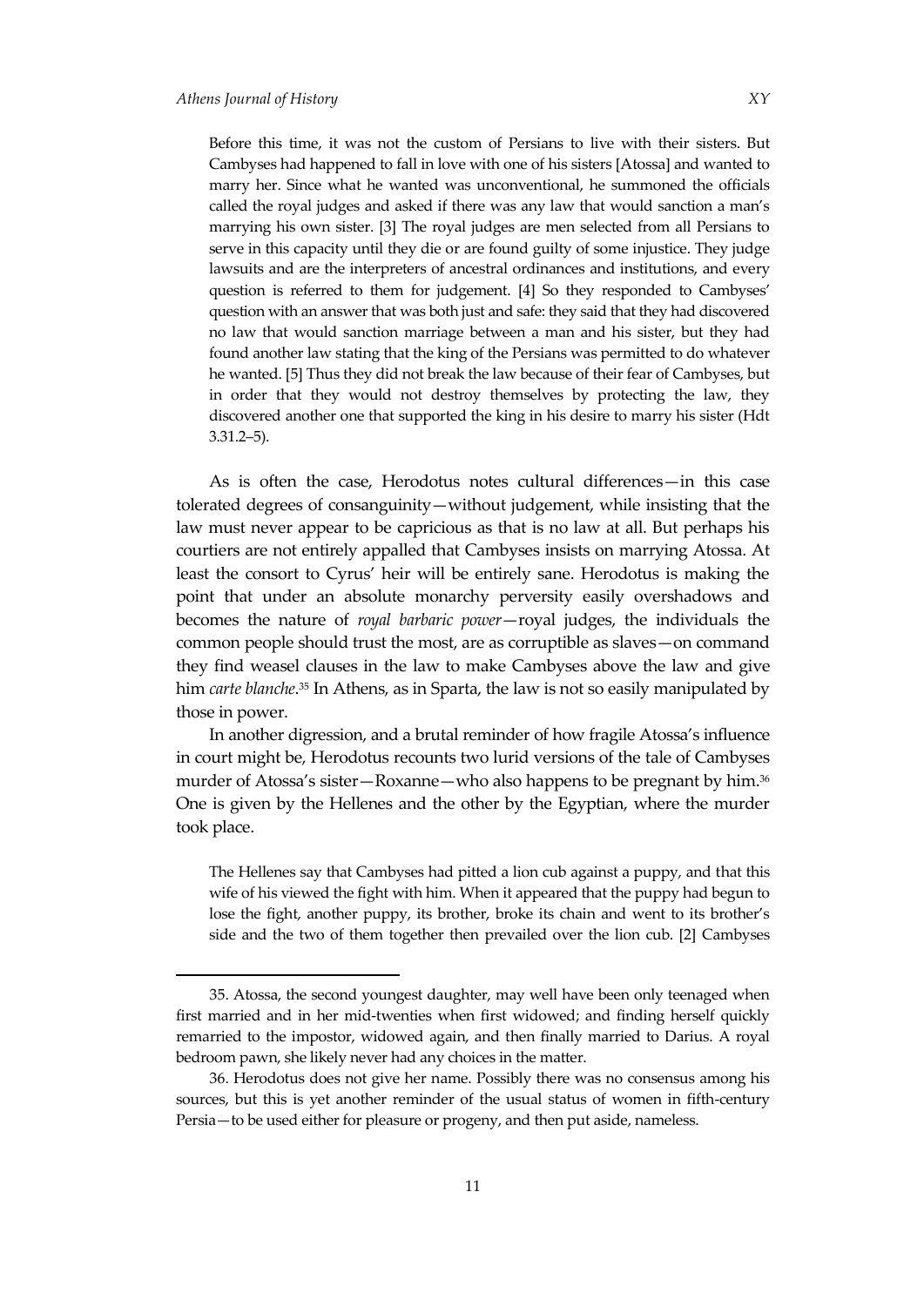> Before this time, it was not the custom of Persians to live with their sisters. But Cambyses had happened to fall in love with one of his sisters [Atossa] and wanted to marry her. Since what he wanted was unconventional, he summoned the officials called the royal judges and asked if there was any law that would sanction a man's marrying his own sister. [3] The royal judges are men selected from all Persians to serve in this capacity until they die or are found guilty of some injustice. They judge lawsuits and are the interpreters of ancestral ordinances and institutions, and every question is referred to them for judgement. [4] So they responded to Cambyses' question with an answer that was both just and safe: they said that they had discovered no law that would sanction marriage between a man and his sister, but they had found another law stating that the king of the Persians was permitted to do whatever he wanted. [5] Thus they did not break the law because of their fear of Cambyses, but in order that they would not destroy themselves by protecting the law, they discovered another one that supported the king in his desire to marry his sister (Hdt 3.31.2–5).

As is often the case, Herodotus notes cultural differences—in this case tolerated degrees of consanguinity—without judgement, while insisting that the law must never appear to be capricious as that is no law at all. But perhaps his courtiers are not entirely appalled that Cambyses insists on marrying Atossa. At least the consort to Cyrus' heir will be entirely sane. Herodotus is making the point that under an absolute monarchy perversity easily overshadows and becomes the nature of *royal barbaric power*—royal judges, the individuals the common people should trust the most, are as corruptible as slaves—on command they find weasel clauses in the law to make Cambyses above the law and give him *carte blanche*.[35] In Athens, as in Sparta, the law is not so easily manipulated by those in power.

In another digression, and a brutal reminder of how fragile Atossa's influence in court might be, Herodotus recounts two lurid versions of the tale of Cambyses murder of Atossa's sister—Roxanne—who also happens to be pregnant by him.[36] One is given by the Hellenes and the other by the Egyptian, where the murder took place.

> The Hellenes say that Cambyses had pitted a lion cub against a puppy, and that this wife of his viewed the fight with him. When it appeared that the puppy had begun to lose the fight, another puppy, its brother, broke its chain and went to its brother's side and the two of them together then prevailed over the lion cub. [2] Cambyses

---

35. Atossa, the second youngest daughter, may well have been only teenaged when first married and in her mid-twenties when first widowed; and finding herself quickly remarried to the impostor, widowed again, and then finally married to Darius. A royal bedroom pawn, she likely never had any choices in the matter.

36. Herodotus does not give her name. Possibly there was no consensus among his sources, but this is yet another reminder of the usual status of women in fifth-century Persia—to be used either for pleasure or progeny, and then put aside, nameless.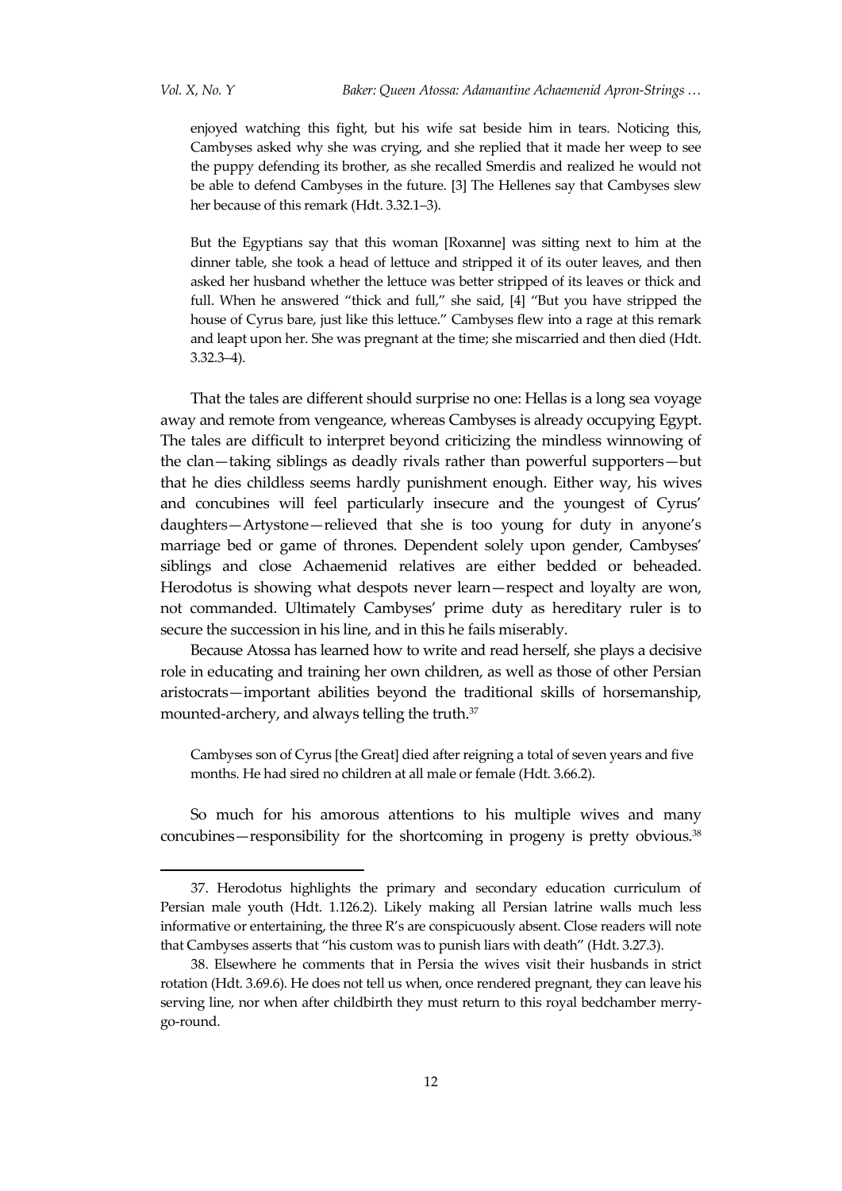enjoyed watching this fight, but his wife sat beside him in tears. Noticing this, Cambyses asked why she was crying, and she replied that it made her weep to see the puppy defending its brother, as she recalled Smerdis and realized he would not be able to defend Cambyses in the future. [3] The Hellenes say that Cambyses slew her because of this remark (Hdt. 3.32.1–3).

> But the Egyptians say that this woman [Roxanne] was sitting next to him at the dinner table, she took a head of lettuce and stripped it of its outer leaves, and then asked her husband whether the lettuce was better stripped of its leaves or thick and full. When he answered "thick and full," she said, [4] "But you have stripped the house of Cyrus bare, just like this lettuce." Cambyses flew into a rage at this remark and leapt upon her. She was pregnant at the time; she miscarried and then died (Hdt. 3.32.3–4).

That the tales are different should surprise no one: Hellas is a long sea voyage away and remote from vengeance, whereas Cambyses is already occupying Egypt. The tales are difficult to interpret beyond criticizing the mindless winnowing of the clan—taking siblings as deadly rivals rather than powerful supporters—but that he dies childless seems hardly punishment enough. Either way, his wives and concubines will feel particularly insecure and the youngest of Cyrus' daughters—Artystone—relieved that she is too young for duty in anyone's marriage bed or game of thrones. Dependent solely upon gender, Cambyses' siblings and close Achaemenid relatives are either bedded or beheaded. Herodotus is showing what despots never learn—respect and loyalty are won, not commanded. Ultimately Cambyses' prime duty as hereditary ruler is to secure the succession in his line, and in this he fails miserably.

Because Atossa has learned how to write and read herself, she plays a decisive role in educating and training her own children, as well as those of other Persian aristocrats—important abilities beyond the traditional skills of horsemanship, mounted-archery, and always telling the truth.[37]

> Cambyses son of Cyrus [the Great] died after reigning a total of seven years and five months. He had sired no children at all male or female (Hdt. 3.66.2).

So much for his amorous attentions to his multiple wives and many concubines—responsibility for the shortcoming in progeny is pretty obvious.[38]

---

37. Herodotus highlights the primary and secondary education curriculum of Persian male youth (Hdt. 1.126.2). Likely making all Persian latrine walls much less informative or entertaining, the three R's are conspicuously absent. Close readers will note that Cambyses asserts that "his custom was to punish liars with death" (Hdt. 3.27.3).

38. Elsewhere he comments that in Persia the wives visit their husbands in strict rotation (Hdt. 3.69.6). He does not tell us when, once rendered pregnant, they can leave his serving line, nor when after childbirth they must return to this royal bedchamber merry-go-round.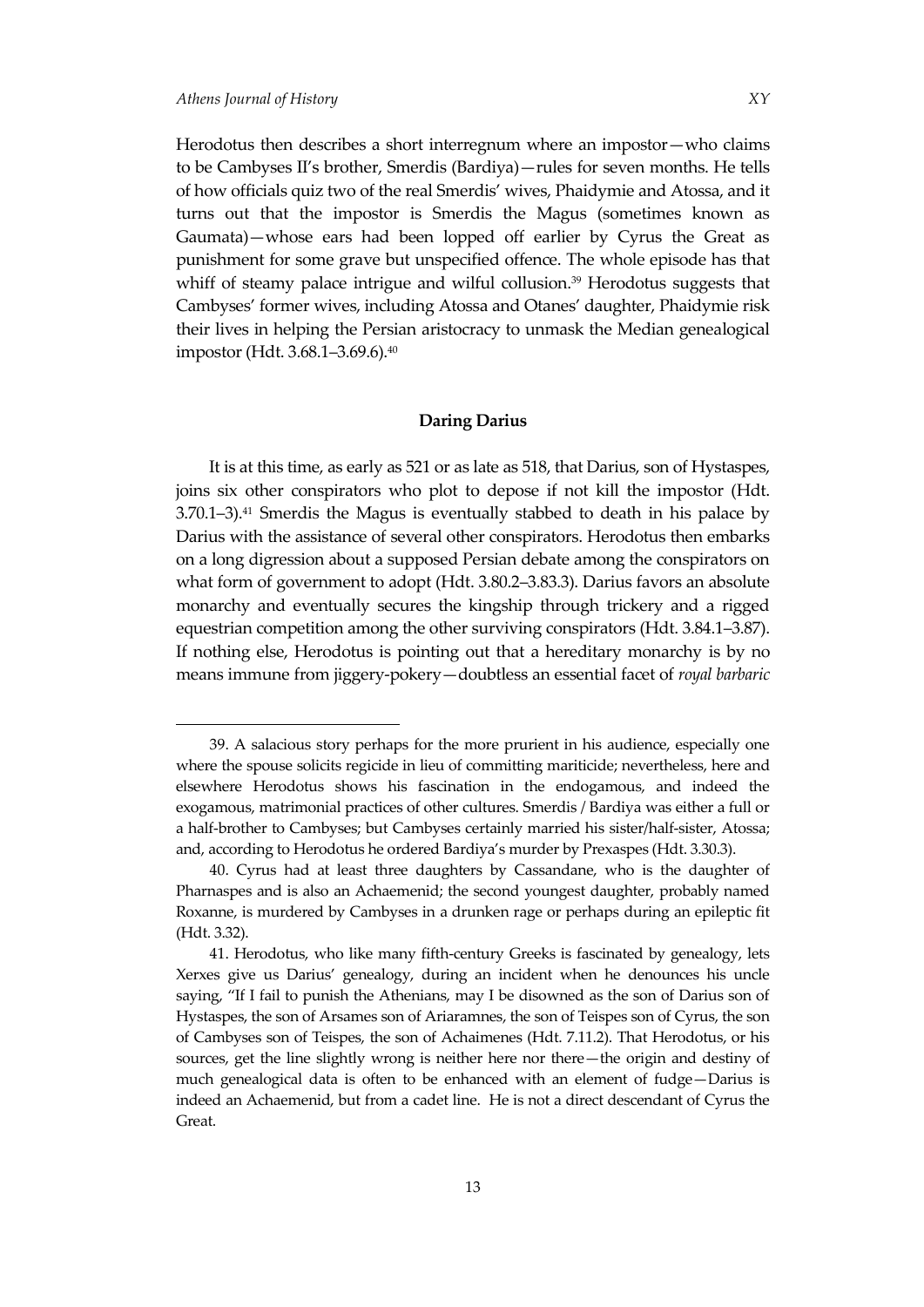Herodotus then describes a short interregnum where an impostor—who claims to be Cambyses II's brother, Smerdis (Bardiya)—rules for seven months. He tells of how officials quiz two of the real Smerdis' wives, Phaidymie and Atossa, and it turns out that the impostor is Smerdis the Magus (sometimes known as Gaumata)—whose ears had been lopped off earlier by Cyrus the Great as punishment for some grave but unspecified offence. The whole episode has that whiff of steamy palace intrigue and wilful collusion.[39] Herodotus suggests that Cambyses' former wives, including Atossa and Otanes' daughter, Phaidymie risk their lives in helping the Persian aristocracy to unmask the Median genealogical impostor (Hdt. 3.68.1–3.69.6).[40]

## Daring Darius

It is at this time, as early as 521 or as late as 518, that Darius, son of Hystaspes, joins six other conspirators who plot to depose if not kill the impostor (Hdt. 3.70.1–3).[41] Smerdis the Magus is eventually stabbed to death in his palace by Darius with the assistance of several other conspirators. Herodotus then embarks on a long digression about a supposed Persian debate among the conspirators on what form of government to adopt (Hdt. 3.80.2–3.83.3). Darius favors an absolute monarchy and eventually secures the kingship through trickery and a rigged equestrian competition among the other surviving conspirators (Hdt. 3.84.1–3.87). If nothing else, Herodotus is pointing out that a hereditary monarchy is by no means immune from jiggery-pokery—doubtless an essential facet of *royal barbaric*

---

39. A salacious story perhaps for the more prurient in his audience, especially one where the spouse solicits regicide in lieu of committing mariticide; nevertheless, here and elsewhere Herodotus shows his fascination in the endogamous, and indeed the exogamous, matrimonial practices of other cultures. Smerdis / Bardiya was either a full or a half-brother to Cambyses; but Cambyses certainly married his sister/half-sister, Atossa; and, according to Herodotus he ordered Bardiya's murder by Prexaspes (Hdt. 3.30.3).

40. Cyrus had at least three daughters by Cassandane, who is the daughter of Pharnaspes and is also an Achaemenid; the second youngest daughter, probably named Roxanne, is murdered by Cambyses in a drunken rage or perhaps during an epileptic fit (Hdt. 3.32).

41. Herodotus, who like many fifth-century Greeks is fascinated by genealogy, lets Xerxes give us Darius' genealogy, during an incident when he denounces his uncle saying, "If I fail to punish the Athenians, may I be disowned as the son of Darius son of Hystaspes, the son of Arsames son of Ariaramnes, the son of Teispes son of Cyrus, the son of Cambyses son of Teispes, the son of Achaimenes (Hdt. 7.11.2). That Herodotus, or his sources, get the line slightly wrong is neither here nor there—the origin and destiny of much genealogical data is often to be enhanced with an element of fudge—Darius is indeed an Achaemenid, but from a cadet line. He is not a direct descendant of Cyrus the Great.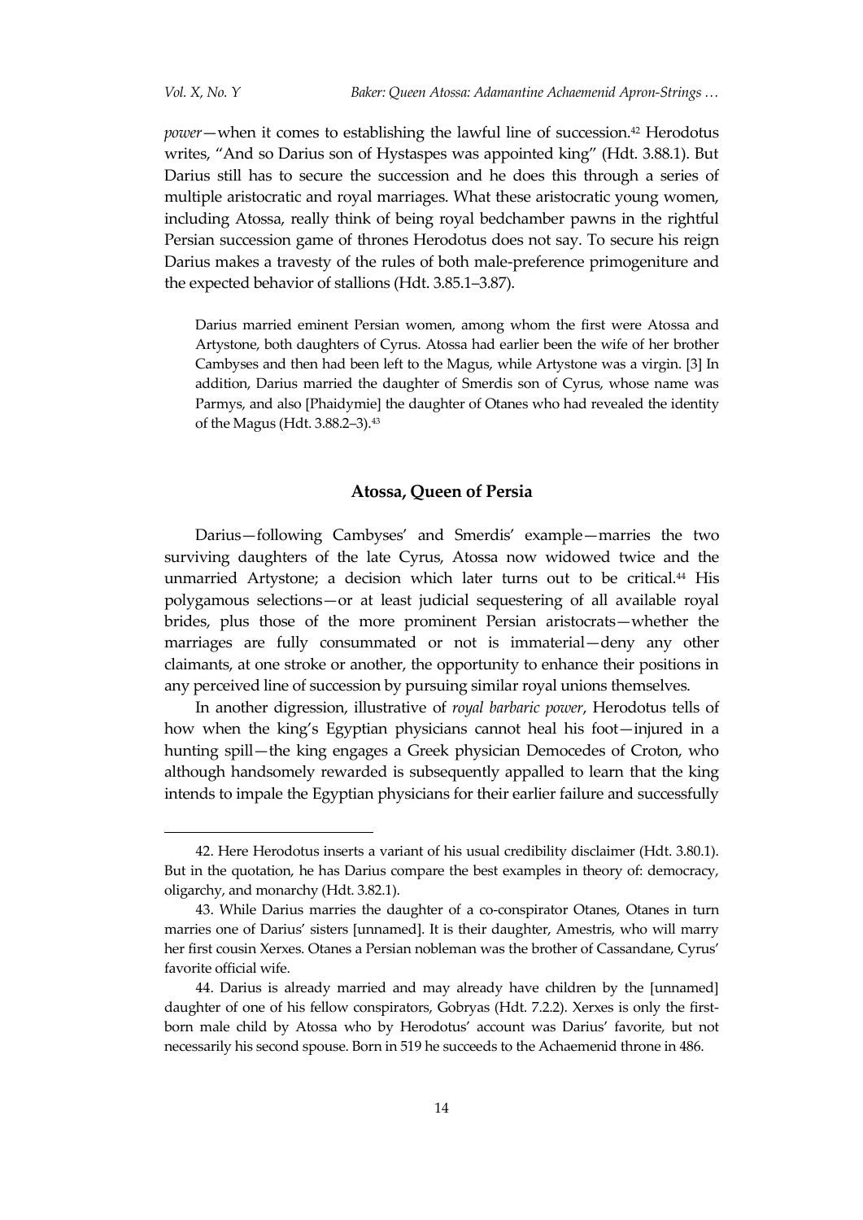*power*—when it comes to establishing the lawful line of succession.[42] Herodotus writes, "And so Darius son of Hystaspes was appointed king" (Hdt. 3.88.1). But Darius still has to secure the succession and he does this through a series of multiple aristocratic and royal marriages. What these aristocratic young women, including Atossa, really think of being royal bedchamber pawns in the rightful Persian succession game of thrones Herodotus does not say. To secure his reign Darius makes a travesty of the rules of both male-preference primogeniture and the expected behavior of stallions (Hdt. 3.85.1–3.87).

> Darius married eminent Persian women, among whom the first were Atossa and Artystone, both daughters of Cyrus. Atossa had earlier been the wife of her brother Cambyses and then had been left to the Magus, while Artystone was a virgin. [3] In addition, Darius married the daughter of Smerdis son of Cyrus, whose name was Parmys, and also [Phaidymie] the daughter of Otanes who had revealed the identity of the Magus (Hdt. 3.88.2–3).[43]

## Atossa, Queen of Persia

Darius—following Cambyses' and Smerdis' example—marries the two surviving daughters of the late Cyrus, Atossa now widowed twice and the unmarried Artystone; a decision which later turns out to be critical.[44] His polygamous selections—or at least judicial sequestering of all available royal brides, plus those of the more prominent Persian aristocrats—whether the marriages are fully consummated or not is immaterial—deny any other claimants, at one stroke or another, the opportunity to enhance their positions in any perceived line of succession by pursuing similar royal unions themselves.

In another digression, illustrative of *royal barbaric power*, Herodotus tells of how when the king's Egyptian physicians cannot heal his foot—injured in a hunting spill—the king engages a Greek physician Democedes of Croton, who although handsomely rewarded is subsequently appalled to learn that the king intends to impale the Egyptian physicians for their earlier failure and successfully

---

42. Here Herodotus inserts a variant of his usual credibility disclaimer (Hdt. 3.80.1). But in the quotation, he has Darius compare the best examples in theory of: democracy, oligarchy, and monarchy (Hdt. 3.82.1).

43. While Darius marries the daughter of a co-conspirator Otanes, Otanes in turn marries one of Darius' sisters [unnamed]. It is their daughter, Amestris, who will marry her first cousin Xerxes. Otanes a Persian nobleman was the brother of Cassandane, Cyrus' favorite official wife.

44. Darius is already married and may already have children by the [unnamed] daughter of one of his fellow conspirators, Gobryas (Hdt. 7.2.2). Xerxes is only the first-born male child by Atossa who by Herodotus' account was Darius' favorite, but not necessarily his second spouse. Born in 519 he succeeds to the Achaemenid throne in 486.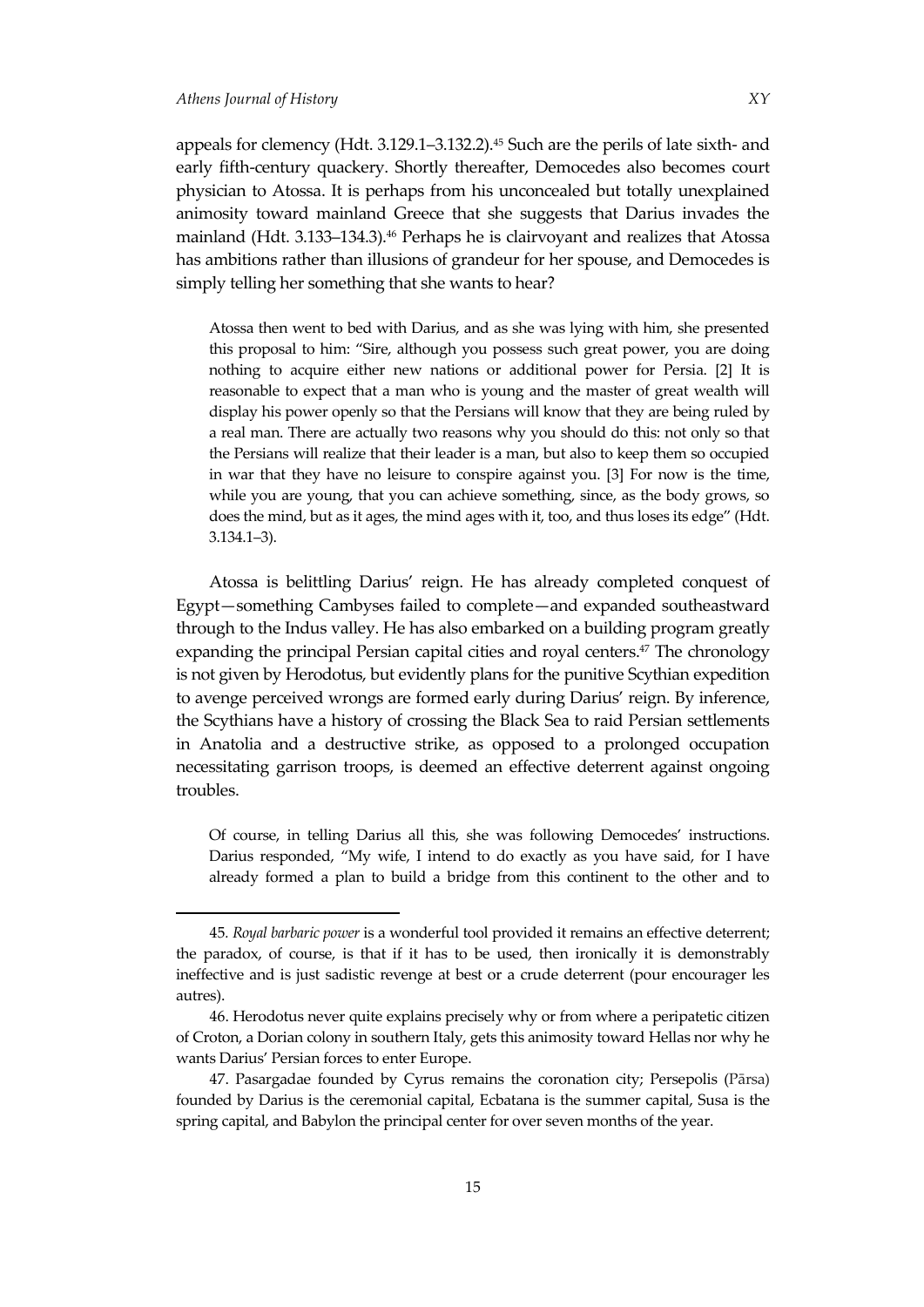appeals for clemency (Hdt. 3.129.1–3.132.2).[45] Such are the perils of late sixth- and early fifth-century quackery. Shortly thereafter, Democedes also becomes court physician to Atossa. It is perhaps from his unconcealed but totally unexplained animosity toward mainland Greece that she suggests that Darius invades the mainland (Hdt. 3.133–134.3).[46] Perhaps he is clairvoyant and realizes that Atossa has ambitions rather than illusions of grandeur for her spouse, and Democedes is simply telling her something that she wants to hear?

> Atossa then went to bed with Darius, and as she was lying with him, she presented this proposal to him: "Sire, although you possess such great power, you are doing nothing to acquire either new nations or additional power for Persia. [2] It is reasonable to expect that a man who is young and the master of great wealth will display his power openly so that the Persians will know that they are being ruled by a real man. There are actually two reasons why you should do this: not only so that the Persians will realize that their leader is a man, but also to keep them so occupied in war that they have no leisure to conspire against you. [3] For now is the time, while you are young, that you can achieve something, since, as the body grows, so does the mind, but as it ages, the mind ages with it, too, and thus loses its edge" (Hdt. 3.134.1–3).

Atossa is belittling Darius' reign. He has already completed conquest of Egypt—something Cambyses failed to complete—and expanded southeastward through to the Indus valley. He has also embarked on a building program greatly expanding the principal Persian capital cities and royal centers.[47] The chronology is not given by Herodotus, but evidently plans for the punitive Scythian expedition to avenge perceived wrongs are formed early during Darius' reign. By inference, the Scythians have a history of crossing the Black Sea to raid Persian settlements in Anatolia and a destructive strike, as opposed to a prolonged occupation necessitating garrison troops, is deemed an effective deterrent against ongoing troubles.

> Of course, in telling Darius all this, she was following Democedes' instructions. Darius responded, "My wife, I intend to do exactly as you have said, for I have already formed a plan to build a bridge from this continent to the other and to

---

45. *Royal barbaric power* is a wonderful tool provided it remains an effective deterrent; the paradox, of course, is that if it has to be used, then ironically it is demonstrably ineffective and is just sadistic revenge at best or a crude deterrent (pour encourager les autres).

46. Herodotus never quite explains precisely why or from where a peripatetic citizen of Croton, a Dorian colony in southern Italy, gets this animosity toward Hellas nor why he wants Darius' Persian forces to enter Europe.

47. Pasargadae founded by Cyrus remains the coronation city; Persepolis (Pārsa) founded by Darius is the ceremonial capital, Ecbatana is the summer capital, Susa is the spring capital, and Babylon the principal center for over seven months of the year.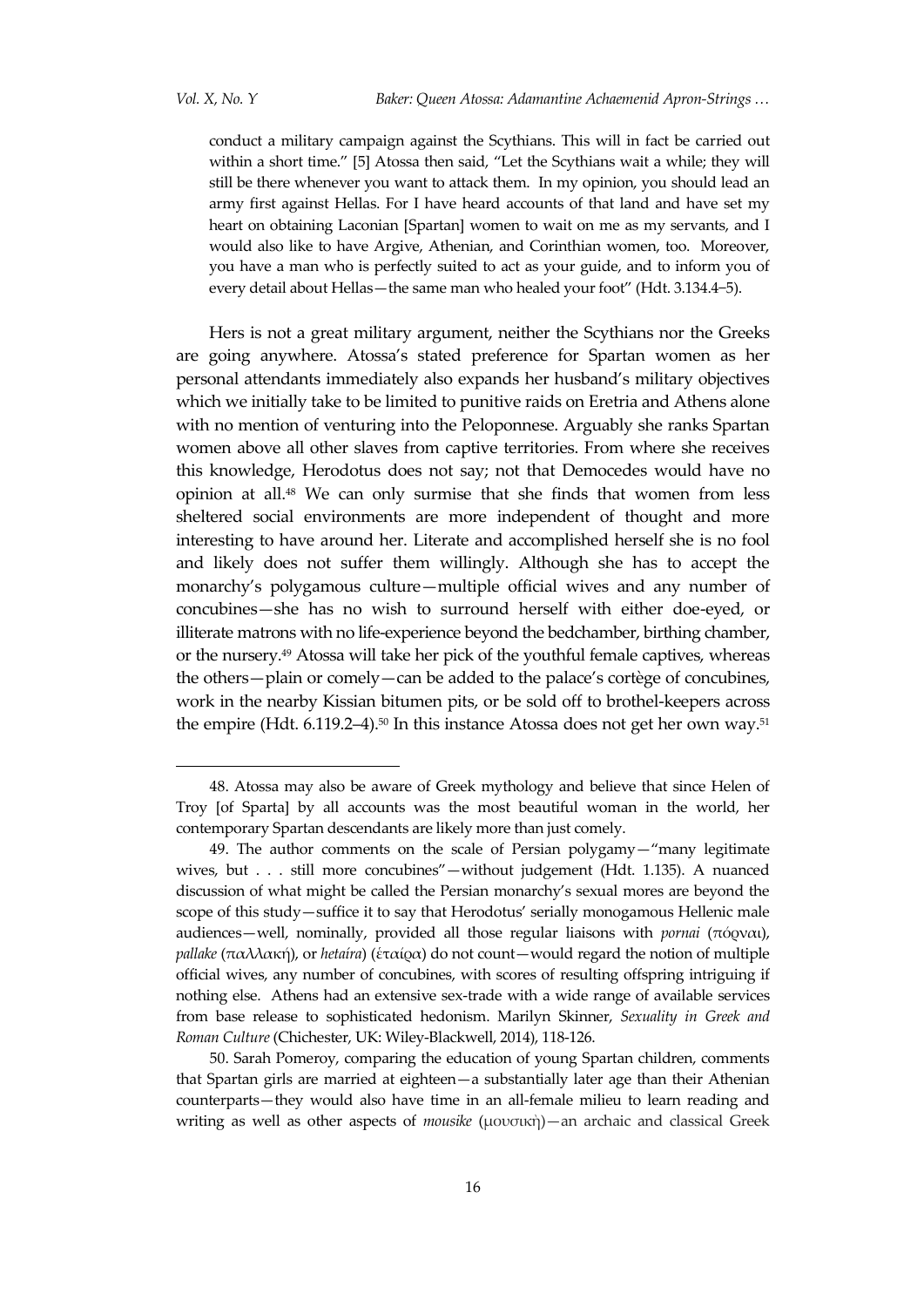conduct a military campaign against the Scythians. This will in fact be carried out within a short time." [5] Atossa then said, "Let the Scythians wait a while; they will still be there whenever you want to attack them. In my opinion, you should lead an army first against Hellas. For I have heard accounts of that land and have set my heart on obtaining Laconian [Spartan] women to wait on me as my servants, and I would also like to have Argive, Athenian, and Corinthian women, too. Moreover, you have a man who is perfectly suited to act as your guide, and to inform you of every detail about Hellas—the same man who healed your foot" (Hdt. 3.134.4–5).

Hers is not a great military argument, neither the Scythians nor the Greeks are going anywhere. Atossa's stated preference for Spartan women as her personal attendants immediately also expands her husband's military objectives which we initially take to be limited to punitive raids on Eretria and Athens alone with no mention of venturing into the Peloponnese. Arguably she ranks Spartan women above all other slaves from captive territories. From where she receives this knowledge, Herodotus does not say; not that Democedes would have no opinion at all.[48] We can only surmise that she finds that women from less sheltered social environments are more independent of thought and more interesting to have around her. Literate and accomplished herself she is no fool and likely does not suffer them willingly. Although she has to accept the monarchy's polygamous culture—multiple official wives and any number of concubines—she has no wish to surround herself with either doe-eyed, or illiterate matrons with no life-experience beyond the bedchamber, birthing chamber, or the nursery.[49] Atossa will take her pick of the youthful female captives, whereas the others—plain or comely—can be added to the palace's cortège of concubines, work in the nearby Kissian bitumen pits, or be sold off to brothel-keepers across the empire (Hdt. 6.119.2–4).[50] In this instance Atossa does not get her own way.[51]

48. Atossa may also be aware of Greek mythology and believe that since Helen of Troy [of Sparta] by all accounts was the most beautiful woman in the world, her contemporary Spartan descendants are likely more than just comely.

49. The author comments on the scale of Persian polygamy—"many legitimate wives, but . . . still more concubines"—without judgement (Hdt. 1.135). A nuanced discussion of what might be called the Persian monarchy's sexual mores are beyond the scope of this study—suffice it to say that Herodotus' serially monogamous Hellenic male audiences—well, nominally, provided all those regular liaisons with *pornai* (πόρναι), *pallake* (παλλακή), or *hetaíra* (ἑταίρα) do not count—would regard the notion of multiple official wives, any number of concubines, with scores of resulting offspring intriguing if nothing else. Athens had an extensive sex-trade with a wide range of available services from base release to sophisticated hedonism. Marilyn Skinner, *Sexuality in Greek and Roman Culture* (Chichester, UK: Wiley-Blackwell, 2014), 118-126.

50. Sarah Pomeroy, comparing the education of young Spartan children, comments that Spartan girls are married at eighteen—a substantially later age than their Athenian counterparts—they would also have time in an all-female milieu to learn reading and writing as well as other aspects of *mousike* (μουσική)—an archaic and classical Greek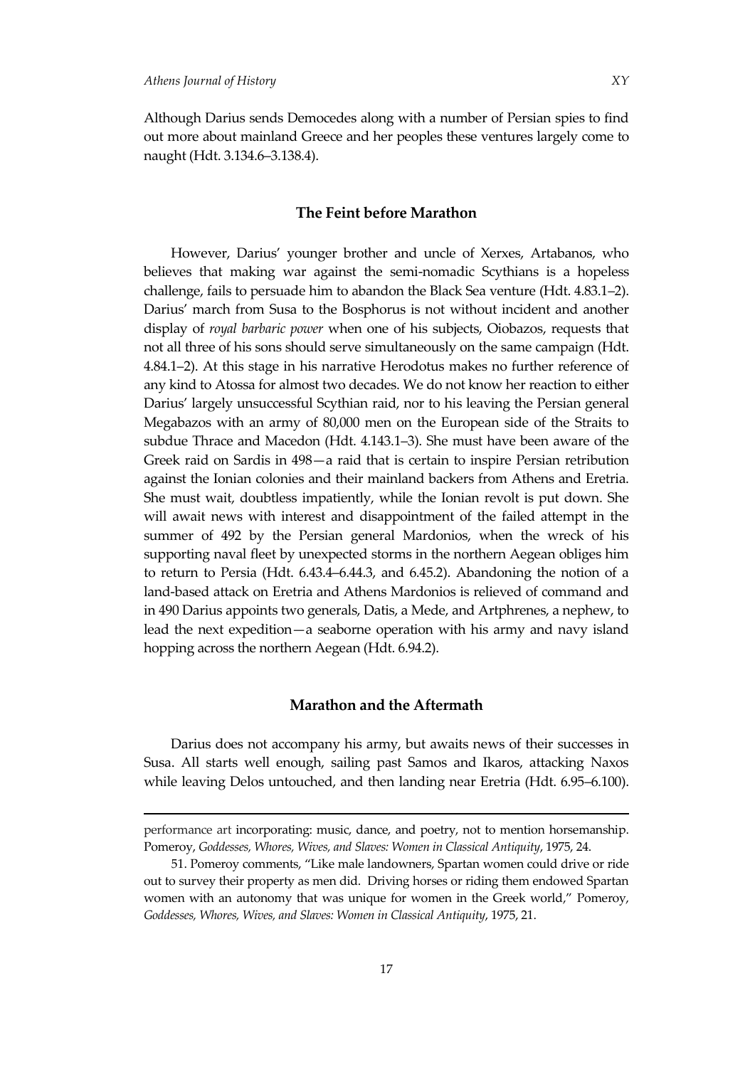Although Darius sends Democedes along with a number of Persian spies to find out more about mainland Greece and her peoples these ventures largely come to naught (Hdt. 3.134.6–3.138.4).

## The Feint before Marathon

However, Darius' younger brother and uncle of Xerxes, Artabanos, who believes that making war against the semi-nomadic Scythians is a hopeless challenge, fails to persuade him to abandon the Black Sea venture (Hdt. 4.83.1–2). Darius' march from Susa to the Bosphorus is not without incident and another display of *royal barbaric power* when one of his subjects, Oiobazos, requests that not all three of his sons should serve simultaneously on the same campaign (Hdt. 4.84.1–2). At this stage in his narrative Herodotus makes no further reference of any kind to Atossa for almost two decades. We do not know her reaction to either Darius' largely unsuccessful Scythian raid, nor to his leaving the Persian general Megabazos with an army of 80,000 men on the European side of the Straits to subdue Thrace and Macedon (Hdt. 4.143.1–3). She must have been aware of the Greek raid on Sardis in 498—a raid that is certain to inspire Persian retribution against the Ionian colonies and their mainland backers from Athens and Eretria. She must wait, doubtless impatiently, while the Ionian revolt is put down. She will await news with interest and disappointment of the failed attempt in the summer of 492 by the Persian general Mardonios, when the wreck of his supporting naval fleet by unexpected storms in the northern Aegean obliges him to return to Persia (Hdt. 6.43.4–6.44.3, and 6.45.2). Abandoning the notion of a land-based attack on Eretria and Athens Mardonios is relieved of command and in 490 Darius appoints two generals, Datis, a Mede, and Artphrenes, a nephew, to lead the next expedition—a seaborne operation with his army and navy island hopping across the northern Aegean (Hdt. 6.94.2).

## Marathon and the Aftermath

Darius does not accompany his army, but awaits news of their successes in Susa. All starts well enough, sailing past Samos and Ikaros, attacking Naxos while leaving Delos untouched, and then landing near Eretria (Hdt. 6.95–6.100).

---

performance art incorporating: music, dance, and poetry, not to mention horsemanship. Pomeroy, *Goddesses, Whores, Wives, and Slaves: Women in Classical Antiquity*, 1975, 24.

51. Pomeroy comments, "Like male landowners, Spartan women could drive or ride out to survey their property as men did. Driving horses or riding them endowed Spartan women with an autonomy that was unique for women in the Greek world," Pomeroy, *Goddesses, Whores, Wives, and Slaves: Women in Classical Antiquity*, 1975, 21.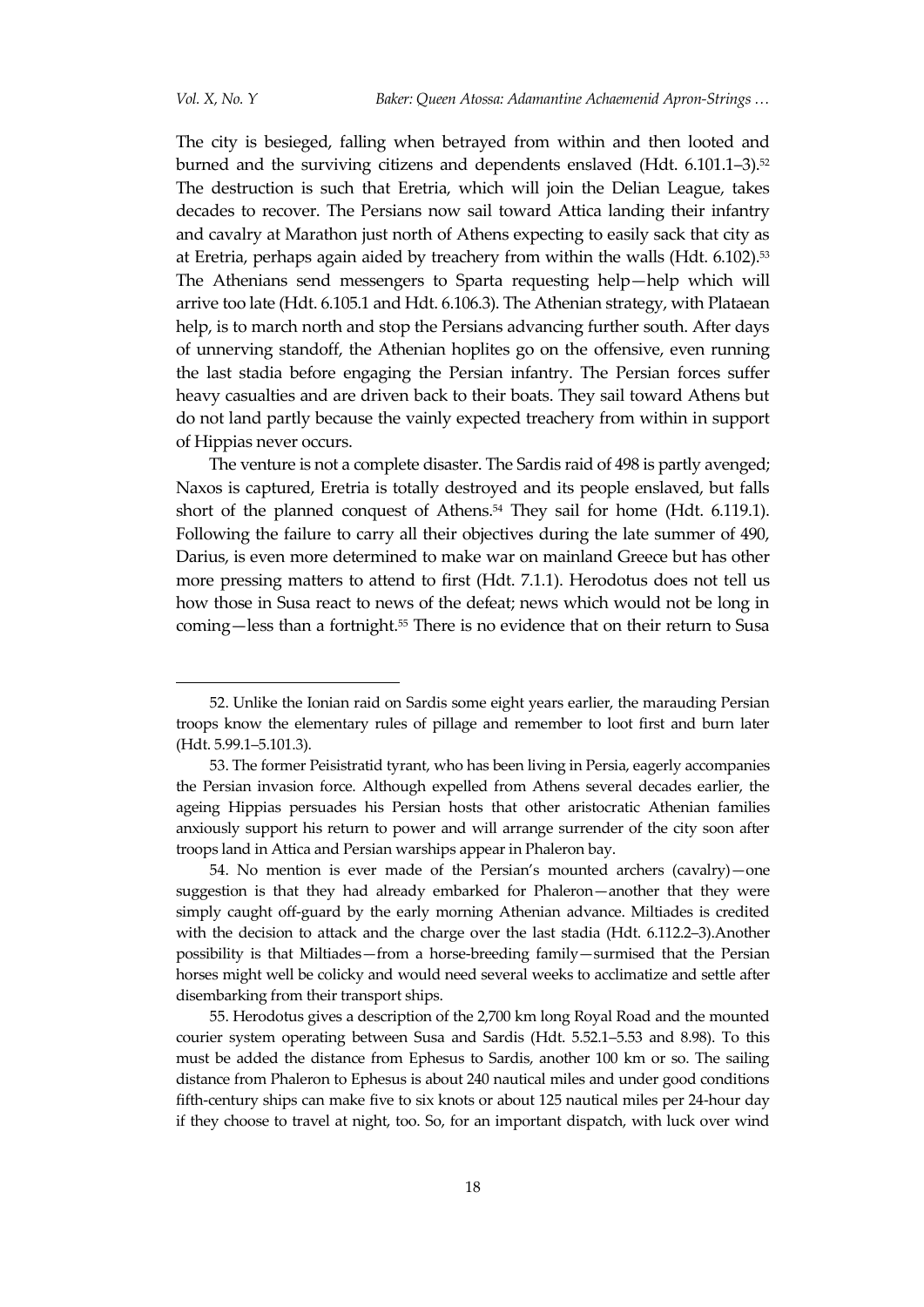The city is besieged, falling when betrayed from within and then looted and burned and the surviving citizens and dependents enslaved (Hdt. 6.101.1–3).[52] The destruction is such that Eretria, which will join the Delian League, takes decades to recover. The Persians now sail toward Attica landing their infantry and cavalry at Marathon just north of Athens expecting to easily sack that city as at Eretria, perhaps again aided by treachery from within the walls (Hdt. 6.102).[53] The Athenians send messengers to Sparta requesting help—help which will arrive too late (Hdt. 6.105.1 and Hdt. 6.106.3). The Athenian strategy, with Plataean help, is to march north and stop the Persians advancing further south. After days of unnerving standoff, the Athenian hoplites go on the offensive, even running the last stadia before engaging the Persian infantry. The Persian forces suffer heavy casualties and are driven back to their boats. They sail toward Athens but do not land partly because the vainly expected treachery from within in support of Hippias never occurs.

The venture is not a complete disaster. The Sardis raid of 498 is partly avenged; Naxos is captured, Eretria is totally destroyed and its people enslaved, but falls short of the planned conquest of Athens.[54] They sail for home (Hdt. 6.119.1). Following the failure to carry all their objectives during the late summer of 490, Darius, is even more determined to make war on mainland Greece but has other more pressing matters to attend to first (Hdt. 7.1.1). Herodotus does not tell us how those in Susa react to news of the defeat; news which would not be long in coming—less than a fortnight.[55] There is no evidence that on their return to Susa

---

52. Unlike the Ionian raid on Sardis some eight years earlier, the marauding Persian troops know the elementary rules of pillage and remember to loot first and burn later (Hdt. 5.99.1–5.101.3).

53. The former Peisistratid tyrant, who has been living in Persia, eagerly accompanies the Persian invasion force. Although expelled from Athens several decades earlier, the ageing Hippias persuades his Persian hosts that other aristocratic Athenian families anxiously support his return to power and will arrange surrender of the city soon after troops land in Attica and Persian warships appear in Phaleron bay.

54. No mention is ever made of the Persian's mounted archers (cavalry)—one suggestion is that they had already embarked for Phaleron—another that they were simply caught off-guard by the early morning Athenian advance. Miltiades is credited with the decision to attack and the charge over the last stadia (Hdt. 6.112.2–3).Another possibility is that Miltiades—from a horse-breeding family—surmised that the Persian horses might well be colicky and would need several weeks to acclimatize and settle after disembarking from their transport ships.

55. Herodotus gives a description of the 2,700 km long Royal Road and the mounted courier system operating between Susa and Sardis (Hdt. 5.52.1–5.53 and 8.98). To this must be added the distance from Ephesus to Sardis, another 100 km or so. The sailing distance from Phaleron to Ephesus is about 240 nautical miles and under good conditions fifth-century ships can make five to six knots or about 125 nautical miles per 24-hour day if they choose to travel at night, too. So, for an important dispatch, with luck over wind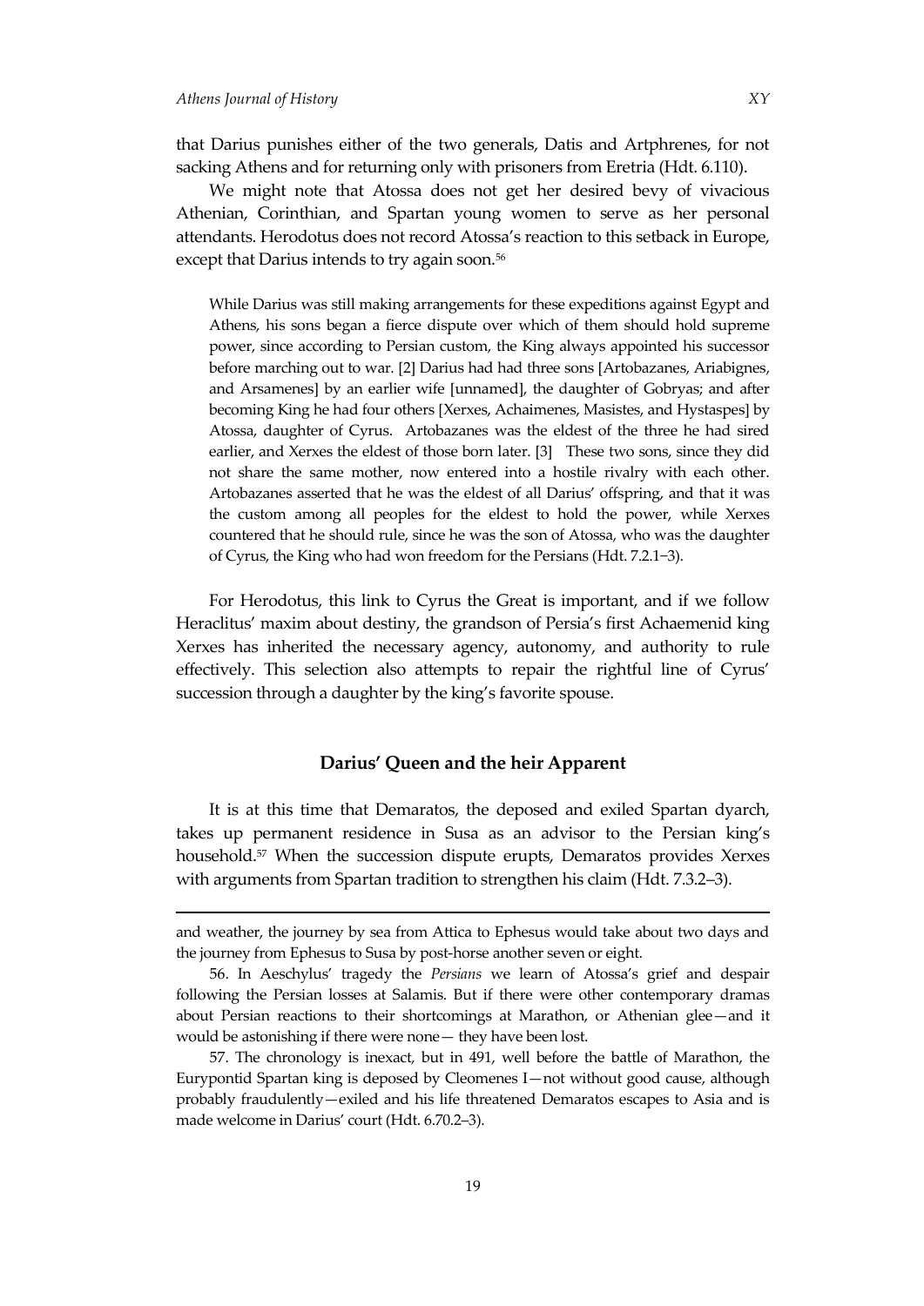that Darius punishes either of the two generals, Datis and Artphrenes, for not sacking Athens and for returning only with prisoners from Eretria (Hdt. 6.110).

We might note that Atossa does not get her desired bevy of vivacious Athenian, Corinthian, and Spartan young women to serve as her personal attendants. Herodotus does not record Atossa's reaction to this setback in Europe, except that Darius intends to try again soon.[56]

> While Darius was still making arrangements for these expeditions against Egypt and Athens, his sons began a fierce dispute over which of them should hold supreme power, since according to Persian custom, the King always appointed his successor before marching out to war. [2] Darius had had three sons [Artobazanes, Ariabignes, and Arsamenes] by an earlier wife [unnamed], the daughter of Gobryas; and after becoming King he had four others [Xerxes, Achaimenes, Masistes, and Hystaspes] by Atossa, daughter of Cyrus. Artobazanes was the eldest of the three he had sired earlier, and Xerxes the eldest of those born later. [3] These two sons, since they did not share the same mother, now entered into a hostile rivalry with each other. Artobazanes asserted that he was the eldest of all Darius' offspring, and that it was the custom among all peoples for the eldest to hold the power, while Xerxes countered that he should rule, since he was the son of Atossa, who was the daughter of Cyrus, the King who had won freedom for the Persians (Hdt. 7.2.1−3).

For Herodotus, this link to Cyrus the Great is important, and if we follow Heraclitus' maxim about destiny, the grandson of Persia's first Achaemenid king Xerxes has inherited the necessary agency, autonomy, and authority to rule effectively. This selection also attempts to repair the rightful line of Cyrus' succession through a daughter by the king's favorite spouse.

## Darius' Queen and the heir Apparent

It is at this time that Demaratos, the deposed and exiled Spartan dyarch, takes up permanent residence in Susa as an advisor to the Persian king's household.[57] When the succession dispute erupts, Demaratos provides Xerxes with arguments from Spartan tradition to strengthen his claim (Hdt. 7.3.2–3).

---

and weather, the journey by sea from Attica to Ephesus would take about two days and the journey from Ephesus to Susa by post-horse another seven or eight.

56. In Aeschylus' tragedy the *Persians* we learn of Atossa's grief and despair following the Persian losses at Salamis. But if there were other contemporary dramas about Persian reactions to their shortcomings at Marathon, or Athenian glee—and it would be astonishing if there were none— they have been lost.

57. The chronology is inexact, but in 491, well before the battle of Marathon, the Eurypontid Spartan king is deposed by Cleomenes I—not without good cause, although probably fraudulently—exiled and his life threatened Demaratos escapes to Asia and is made welcome in Darius' court (Hdt. 6.70.2–3).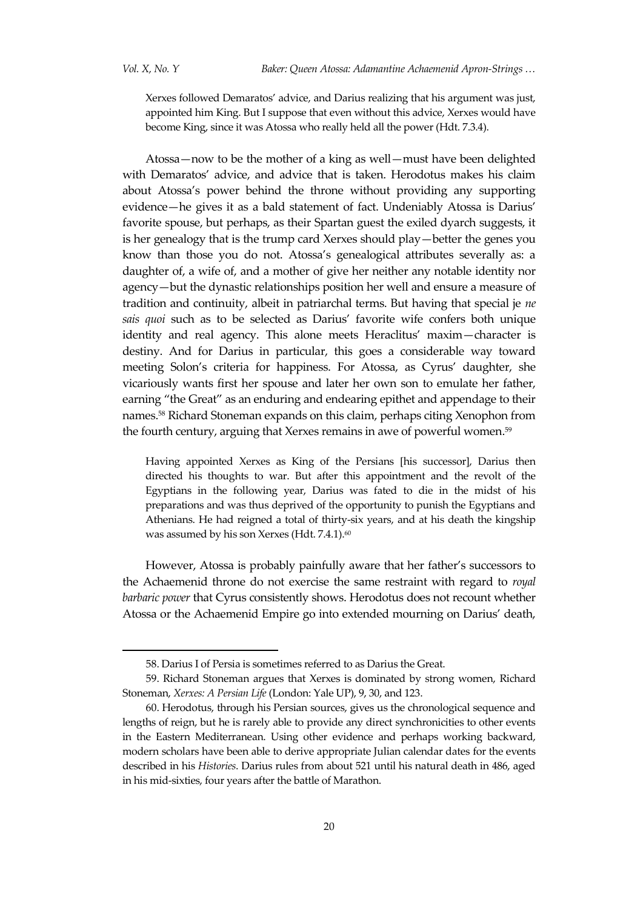> Xerxes followed Demaratos' advice, and Darius realizing that his argument was just, appointed him King. But I suppose that even without this advice, Xerxes would have become King, since it was Atossa who really held all the power (Hdt. 7.3.4).

Atossa—now to be the mother of a king as well—must have been delighted with Demaratos' advice, and advice that is taken. Herodotus makes his claim about Atossa's power behind the throne without providing any supporting evidence—he gives it as a bald statement of fact. Undeniably Atossa is Darius' favorite spouse, but perhaps, as their Spartan guest the exiled dyarch suggests, it is her genealogy that is the trump card Xerxes should play—better the genes you know than those you do not. Atossa's genealogical attributes severally as: a daughter of, a wife of, and a mother of give her neither any notable identity nor agency—but the dynastic relationships position her well and ensure a measure of tradition and continuity, albeit in patriarchal terms. But having that special je *ne sais quoi* such as to be selected as Darius' favorite wife confers both unique identity and real agency. This alone meets Heraclitus' maxim—character is destiny. And for Darius in particular, this goes a considerable way toward meeting Solon's criteria for happiness. For Atossa, as Cyrus' daughter, she vicariously wants first her spouse and later her own son to emulate her father, earning "the Great" as an enduring and endearing epithet and appendage to their names.[58] Richard Stoneman expands on this claim, perhaps citing Xenophon from the fourth century, arguing that Xerxes remains in awe of powerful women.[59]

> Having appointed Xerxes as King of the Persians [his successor], Darius then directed his thoughts to war. But after this appointment and the revolt of the Egyptians in the following year, Darius was fated to die in the midst of his preparations and was thus deprived of the opportunity to punish the Egyptians and Athenians. He had reigned a total of thirty-six years, and at his death the kingship was assumed by his son Xerxes (Hdt. 7.4.1).[60]

However, Atossa is probably painfully aware that her father's successors to the Achaemenid throne do not exercise the same restraint with regard to *royal barbaric power* that Cyrus consistently shows. Herodotus does not recount whether Atossa or the Achaemenid Empire go into extended mourning on Darius' death,

---

58. Darius I of Persia is sometimes referred to as Darius the Great.

59. Richard Stoneman argues that Xerxes is dominated by strong women, Richard Stoneman, *Xerxes: A Persian Life* (London: Yale UP), 9, 30, and 123.

60. Herodotus, through his Persian sources, gives us the chronological sequence and lengths of reign, but he is rarely able to provide any direct synchronicities to other events in the Eastern Mediterranean. Using other evidence and perhaps working backward, modern scholars have been able to derive appropriate Julian calendar dates for the events described in his *Histories*. Darius rules from about 521 until his natural death in 486, aged in his mid-sixties, four years after the battle of Marathon.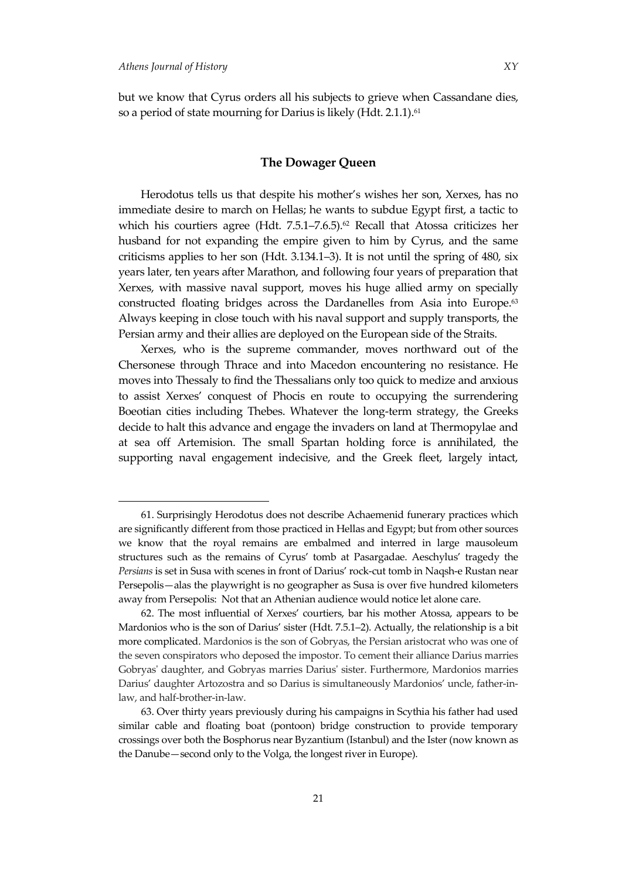but we know that Cyrus orders all his subjects to grieve when Cassandane dies, so a period of state mourning for Darius is likely (Hdt. 2.1.1).[61]

## The Dowager Queen

Herodotus tells us that despite his mother's wishes her son, Xerxes, has no immediate desire to march on Hellas; he wants to subdue Egypt first, a tactic to which his courtiers agree (Hdt. 7.5.1–7.6.5).[62] Recall that Atossa criticizes her husband for not expanding the empire given to him by Cyrus, and the same criticisms applies to her son (Hdt. 3.134.1–3). It is not until the spring of 480, six years later, ten years after Marathon, and following four years of preparation that Xerxes, with massive naval support, moves his huge allied army on specially constructed floating bridges across the Dardanelles from Asia into Europe.[63] Always keeping in close touch with his naval support and supply transports, the Persian army and their allies are deployed on the European side of the Straits.

Xerxes, who is the supreme commander, moves northward out of the Chersonese through Thrace and into Macedon encountering no resistance. He moves into Thessaly to find the Thessalians only too quick to medize and anxious to assist Xerxes' conquest of Phocis en route to occupying the surrendering Boeotian cities including Thebes. Whatever the long-term strategy, the Greeks decide to halt this advance and engage the invaders on land at Thermopylae and at sea off Artemision. The small Spartan holding force is annihilated, the supporting naval engagement indecisive, and the Greek fleet, largely intact,

---

61. Surprisingly Herodotus does not describe Achaemenid funerary practices which are significantly different from those practiced in Hellas and Egypt; but from other sources we know that the royal remains are embalmed and interred in large mausoleum structures such as the remains of Cyrus' tomb at Pasargadae. Aeschylus' tragedy the *Persians* is set in Susa with scenes in front of Darius' rock-cut tomb in Naqsh-e Rustan near Persepolis—alas the playwright is no geographer as Susa is over five hundred kilometers away from Persepolis: Not that an Athenian audience would notice let alone care.

62. The most influential of Xerxes' courtiers, bar his mother Atossa, appears to be Mardonios who is the son of Darius' sister (Hdt. 7.5.1–2). Actually, the relationship is a bit more complicated. Mardonios is the son of Gobryas, the Persian aristocrat who was one of the seven conspirators who deposed the impostor. To cement their alliance Darius marries Gobryas' daughter, and Gobryas marries Darius' sister. Furthermore, Mardonios marries Darius' daughter Artozostra and so Darius is simultaneously Mardonios' uncle, father-in-law, and half-brother-in-law.

63. Over thirty years previously during his campaigns in Scythia his father had used similar cable and floating boat (pontoon) bridge construction to provide temporary crossings over both the Bosphorus near Byzantium (Istanbul) and the Ister (now known as the Danube—second only to the Volga, the longest river in Europe).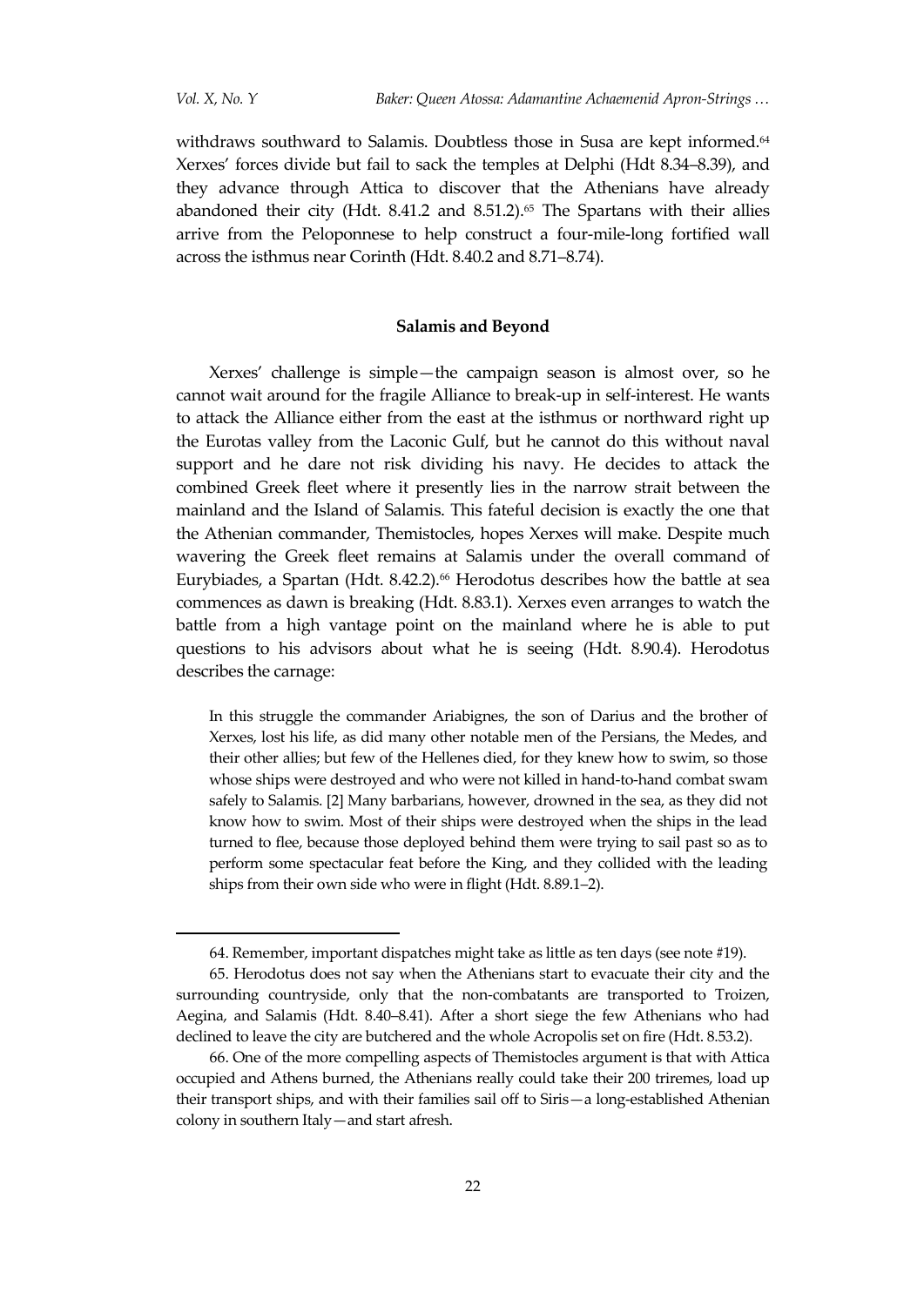withdraws southward to Salamis. Doubtless those in Susa are kept informed.[64] Xerxes' forces divide but fail to sack the temples at Delphi (Hdt 8.34–8.39), and they advance through Attica to discover that the Athenians have already abandoned their city (Hdt. 8.41.2 and 8.51.2).[65] The Spartans with their allies arrive from the Peloponnese to help construct a four-mile-long fortified wall across the isthmus near Corinth (Hdt. 8.40.2 and 8.71–8.74).

## Salamis and Beyond

Xerxes' challenge is simple—the campaign season is almost over, so he cannot wait around for the fragile Alliance to break-up in self-interest. He wants to attack the Alliance either from the east at the isthmus or northward right up the Eurotas valley from the Laconic Gulf, but he cannot do this without naval support and he dare not risk dividing his navy. He decides to attack the combined Greek fleet where it presently lies in the narrow strait between the mainland and the Island of Salamis. This fateful decision is exactly the one that the Athenian commander, Themistocles, hopes Xerxes will make. Despite much wavering the Greek fleet remains at Salamis under the overall command of Eurybiades, a Spartan (Hdt. 8.42.2).[66] Herodotus describes how the battle at sea commences as dawn is breaking (Hdt. 8.83.1). Xerxes even arranges to watch the battle from a high vantage point on the mainland where he is able to put questions to his advisors about what he is seeing (Hdt. 8.90.4). Herodotus describes the carnage:

> In this struggle the commander Ariabignes, the son of Darius and the brother of Xerxes, lost his life, as did many other notable men of the Persians, the Medes, and their other allies; but few of the Hellenes died, for they knew how to swim, so those whose ships were destroyed and who were not killed in hand-to-hand combat swam safely to Salamis. [2] Many barbarians, however, drowned in the sea, as they did not know how to swim. Most of their ships were destroyed when the ships in the lead turned to flee, because those deployed behind them were trying to sail past so as to perform some spectacular feat before the King, and they collided with the leading ships from their own side who were in flight (Hdt. 8.89.1–2).

---

64. Remember, important dispatches might take as little as ten days (see note #19).

65. Herodotus does not say when the Athenians start to evacuate their city and the surrounding countryside, only that the non-combatants are transported to Troizen, Aegina, and Salamis (Hdt. 8.40–8.41). After a short siege the few Athenians who had declined to leave the city are butchered and the whole Acropolis set on fire (Hdt. 8.53.2).

66. One of the more compelling aspects of Themistocles argument is that with Attica occupied and Athens burned, the Athenians really could take their 200 triremes, load up their transport ships, and with their families sail off to Siris—a long-established Athenian colony in southern Italy—and start afresh.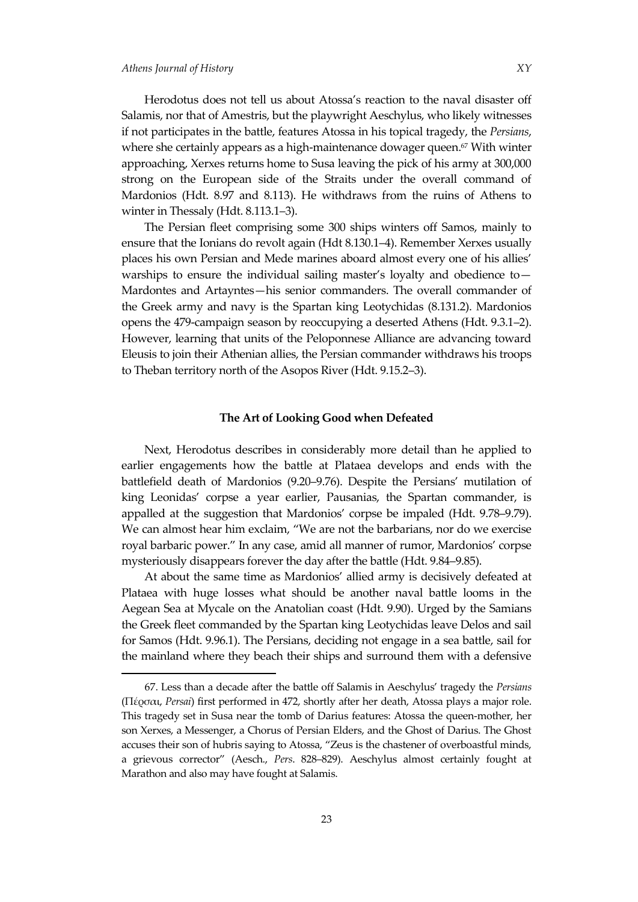Herodotus does not tell us about Atossa's reaction to the naval disaster off Salamis, nor that of Amestris, but the playwright Aeschylus, who likely witnesses if not participates in the battle, features Atossa in his topical tragedy, the *Persians*, where she certainly appears as a high-maintenance dowager queen.[67] With winter approaching, Xerxes returns home to Susa leaving the pick of his army at 300,000 strong on the European side of the Straits under the overall command of Mardonios (Hdt. 8.97 and 8.113). He withdraws from the ruins of Athens to winter in Thessaly (Hdt. 8.113.1–3).

The Persian fleet comprising some 300 ships winters off Samos, mainly to ensure that the Ionians do revolt again (Hdt 8.130.1–4). Remember Xerxes usually places his own Persian and Mede marines aboard almost every one of his allies' warships to ensure the individual sailing master's loyalty and obedience to—Mardontes and Artayntes—his senior commanders. The overall commander of the Greek army and navy is the Spartan king Leotychidas (8.131.2). Mardonios opens the 479-campaign season by reoccupying a deserted Athens (Hdt. 9.3.1–2). However, learning that units of the Peloponnese Alliance are advancing toward Eleusis to join their Athenian allies, the Persian commander withdraws his troops to Theban territory north of the Asopos River (Hdt. 9.15.2–3).

## The Art of Looking Good when Defeated

Next, Herodotus describes in considerably more detail than he applied to earlier engagements how the battle at Plataea develops and ends with the battlefield death of Mardonios (9.20–9.76). Despite the Persians' mutilation of king Leonidas' corpse a year earlier, Pausanias, the Spartan commander, is appalled at the suggestion that Mardonios' corpse be impaled (Hdt. 9.78–9.79). We can almost hear him exclaim, "We are not the barbarians, nor do we exercise royal barbaric power." In any case, amid all manner of rumor, Mardonios' corpse mysteriously disappears forever the day after the battle (Hdt. 9.84–9.85).

At about the same time as Mardonios' allied army is decisively defeated at Plataea with huge losses what should be another naval battle looms in the Aegean Sea at Mycale on the Anatolian coast (Hdt. 9.90). Urged by the Samians the Greek fleet commanded by the Spartan king Leotychidas leave Delos and sail for Samos (Hdt. 9.96.1). The Persians, deciding not engage in a sea battle, sail for the mainland where they beach their ships and surround them with a defensive

---

67. Less than a decade after the battle off Salamis in Aeschylus' tragedy the *Persians* (Πέρσαι, *Persai*) first performed in 472, shortly after her death, Atossa plays a major role. This tragedy set in Susa near the tomb of Darius features: Atossa the queen-mother, her son Xerxes, a Messenger, a Chorus of Persian Elders, and the Ghost of Darius. The Ghost accuses their son of hubris saying to Atossa, "Zeus is the chastener of overboastful minds, a grievous corrector" (Aesch., *Pers*. 828–829). Aeschylus almost certainly fought at Marathon and also may have fought at Salamis.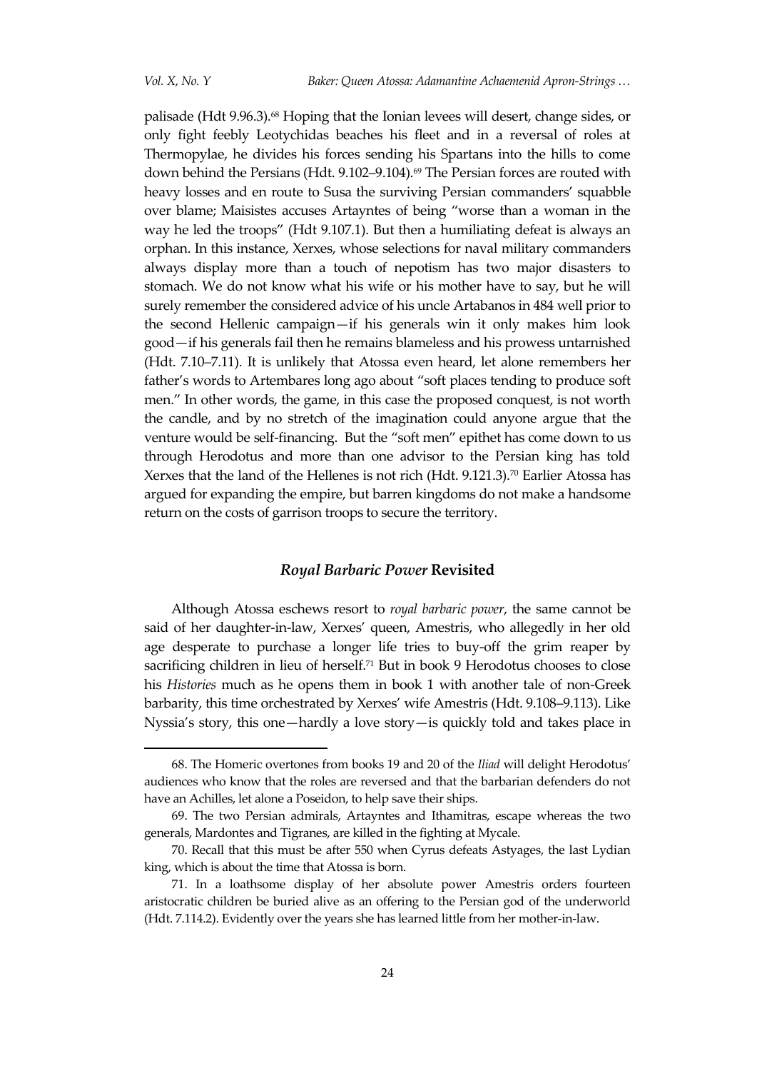palisade (Hdt 9.96.3).[68] Hoping that the Ionian levees will desert, change sides, or only fight feebly Leotychidas beaches his fleet and in a reversal of roles at Thermopylae, he divides his forces sending his Spartans into the hills to come down behind the Persians (Hdt. 9.102–9.104).[69] The Persian forces are routed with heavy losses and en route to Susa the surviving Persian commanders' squabble over blame; Maisistes accuses Artayntes of being "worse than a woman in the way he led the troops" (Hdt 9.107.1). But then a humiliating defeat is always an orphan. In this instance, Xerxes, whose selections for naval military commanders always display more than a touch of nepotism has two major disasters to stomach. We do not know what his wife or his mother have to say, but he will surely remember the considered advice of his uncle Artabanos in 484 well prior to the second Hellenic campaign—if his generals win it only makes him look good—if his generals fail then he remains blameless and his prowess untarnished (Hdt. 7.10–7.11). It is unlikely that Atossa even heard, let alone remembers her father's words to Artembares long ago about "soft places tending to produce soft men." In other words, the game, in this case the proposed conquest, is not worth the candle, and by no stretch of the imagination could anyone argue that the venture would be self-financing. But the "soft men" epithet has come down to us through Herodotus and more than one advisor to the Persian king has told Xerxes that the land of the Hellenes is not rich (Hdt. 9.121.3).[70] Earlier Atossa has argued for expanding the empire, but barren kingdoms do not make a handsome return on the costs of garrison troops to secure the territory.

## *Royal Barbaric Power* Revisited

Although Atossa eschews resort to *royal barbaric power*, the same cannot be said of her daughter-in-law, Xerxes' queen, Amestris, who allegedly in her old age desperate to purchase a longer life tries to buy-off the grim reaper by sacrificing children in lieu of herself.[71] But in book 9 Herodotus chooses to close his *Histories* much as he opens them in book 1 with another tale of non-Greek barbarity, this time orchestrated by Xerxes' wife Amestris (Hdt. 9.108–9.113). Like Nyssia's story, this one—hardly a love story—is quickly told and takes place in

---

68. The Homeric overtones from books 19 and 20 of the *Iliad* will delight Herodotus' audiences who know that the roles are reversed and that the barbarian defenders do not have an Achilles, let alone a Poseidon, to help save their ships.

69. The two Persian admirals, Artayntes and Ithamitras, escape whereas the two generals, Mardontes and Tigranes, are killed in the fighting at Mycale.

70. Recall that this must be after 550 when Cyrus defeats Astyages, the last Lydian king, which is about the time that Atossa is born.

71. In a loathsome display of her absolute power Amestris orders fourteen aristocratic children be buried alive as an offering to the Persian god of the underworld (Hdt. 7.114.2). Evidently over the years she has learned little from her mother-in-law.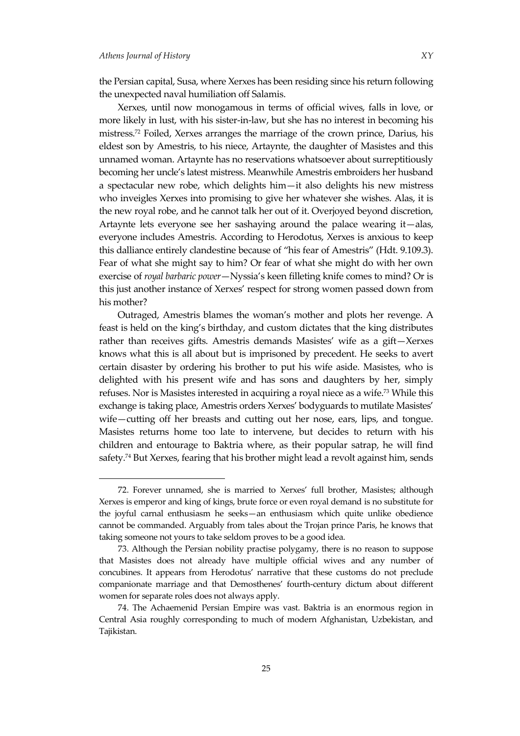the Persian capital, Susa, where Xerxes has been residing since his return following the unexpected naval humiliation off Salamis.

Xerxes, until now monogamous in terms of official wives, falls in love, or more likely in lust, with his sister-in-law, but she has no interest in becoming his mistress.[72] Foiled, Xerxes arranges the marriage of the crown prince, Darius, his eldest son by Amestris, to his niece, Artaynte, the daughter of Masistes and this unnamed woman. Artaynte has no reservations whatsoever about surreptitiously becoming her uncle's latest mistress. Meanwhile Amestris embroiders her husband a spectacular new robe, which delights him—it also delights his new mistress who inveigles Xerxes into promising to give her whatever she wishes. Alas, it is the new royal robe, and he cannot talk her out of it. Overjoyed beyond discretion, Artaynte lets everyone see her sashaying around the palace wearing it—alas, everyone includes Amestris. According to Herodotus, Xerxes is anxious to keep this dalliance entirely clandestine because of "his fear of Amestris" (Hdt. 9.109.3). Fear of what she might say to him? Or fear of what she might do with her own exercise of *royal barbaric power*—Nyssia's keen filleting knife comes to mind? Or is this just another instance of Xerxes' respect for strong women passed down from his mother?

Outraged, Amestris blames the woman's mother and plots her revenge. A feast is held on the king's birthday, and custom dictates that the king distributes rather than receives gifts. Amestris demands Masistes' wife as a gift—Xerxes knows what this is all about but is imprisoned by precedent. He seeks to avert certain disaster by ordering his brother to put his wife aside. Masistes, who is delighted with his present wife and has sons and daughters by her, simply refuses. Nor is Masistes interested in acquiring a royal niece as a wife.[73] While this exchange is taking place, Amestris orders Xerxes' bodyguards to mutilate Masistes' wife—cutting off her breasts and cutting out her nose, ears, lips, and tongue. Masistes returns home too late to intervene, but decides to return with his children and entourage to Baktria where, as their popular satrap, he will find safety.[74] But Xerxes, fearing that his brother might lead a revolt against him, sends

---

72. Forever unnamed, she is married to Xerxes' full brother, Masistes; although Xerxes is emperor and king of kings, brute force or even royal demand is no substitute for the joyful carnal enthusiasm he seeks—an enthusiasm which quite unlike obedience cannot be commanded. Arguably from tales about the Trojan prince Paris, he knows that taking someone not yours to take seldom proves to be a good idea.

73. Although the Persian nobility practise polygamy, there is no reason to suppose that Masistes does not already have multiple official wives and any number of concubines. It appears from Herodotus' narrative that these customs do not preclude companionate marriage and that Demosthenes' fourth-century dictum about different women for separate roles does not always apply.

74. The Achaemenid Persian Empire was vast. Baktria is an enormous region in Central Asia roughly corresponding to much of modern Afghanistan, Uzbekistan, and Tajikistan.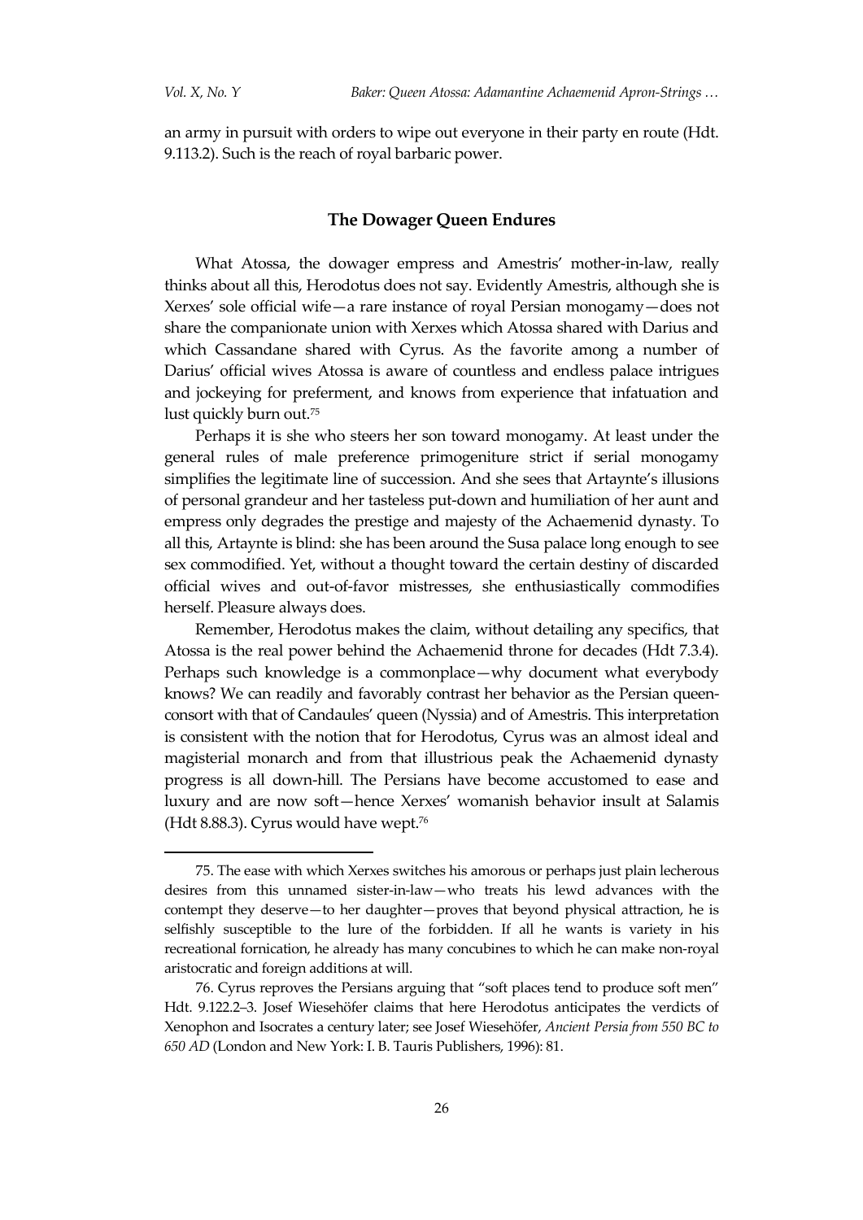an army in pursuit with orders to wipe out everyone in their party en route (Hdt. 9.113.2). Such is the reach of royal barbaric power.

## The Dowager Queen Endures

What Atossa, the dowager empress and Amestris' mother-in-law, really thinks about all this, Herodotus does not say. Evidently Amestris, although she is Xerxes' sole official wife—a rare instance of royal Persian monogamy—does not share the companionate union with Xerxes which Atossa shared with Darius and which Cassandane shared with Cyrus. As the favorite among a number of Darius' official wives Atossa is aware of countless and endless palace intrigues and jockeying for preferment, and knows from experience that infatuation and lust quickly burn out.[75]

Perhaps it is she who steers her son toward monogamy. At least under the general rules of male preference primogeniture strict if serial monogamy simplifies the legitimate line of succession. And she sees that Artaynte's illusions of personal grandeur and her tasteless put-down and humiliation of her aunt and empress only degrades the prestige and majesty of the Achaemenid dynasty. To all this, Artaynte is blind: she has been around the Susa palace long enough to see sex commodified. Yet, without a thought toward the certain destiny of discarded official wives and out-of-favor mistresses, she enthusiastically commodifies herself. Pleasure always does.

Remember, Herodotus makes the claim, without detailing any specifics, that Atossa is the real power behind the Achaemenid throne for decades (Hdt 7.3.4). Perhaps such knowledge is a commonplace—why document what everybody knows? We can readily and favorably contrast her behavior as the Persian queen-consort with that of Candaules' queen (Nyssia) and of Amestris. This interpretation is consistent with the notion that for Herodotus, Cyrus was an almost ideal and magisterial monarch and from that illustrious peak the Achaemenid dynasty progress is all down-hill. The Persians have become accustomed to ease and luxury and are now soft—hence Xerxes' womanish behavior insult at Salamis (Hdt 8.88.3). Cyrus would have wept.[76]

---

75. The ease with which Xerxes switches his amorous or perhaps just plain lecherous desires from this unnamed sister-in-law—who treats his lewd advances with the contempt they deserve—to her daughter—proves that beyond physical attraction, he is selfishly susceptible to the lure of the forbidden. If all he wants is variety in his recreational fornication, he already has many concubines to which he can make non-royal aristocratic and foreign additions at will.

76. Cyrus reproves the Persians arguing that "soft places tend to produce soft men" Hdt. 9.122.2–3. Josef Wiesehöfer claims that here Herodotus anticipates the verdicts of Xenophon and Isocrates a century later; see Josef Wiesehöfer, *Ancient Persia from 550 BC to 650 AD* (London and New York: I. B. Tauris Publishers, 1996): 81.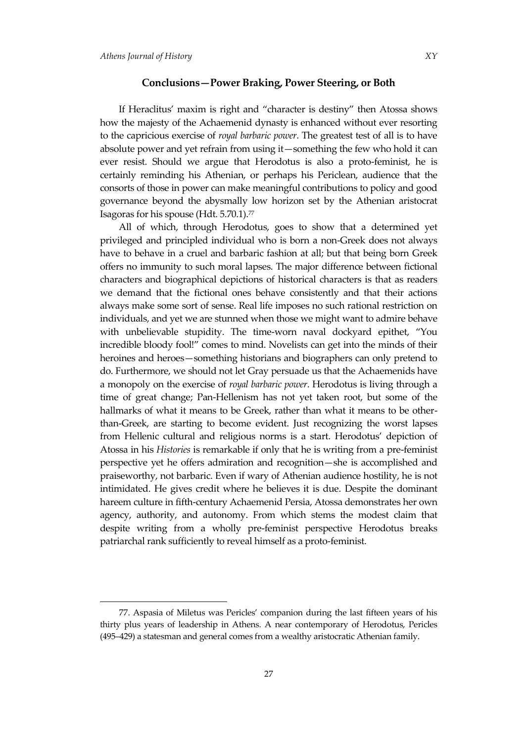## Conclusions—Power Braking, Power Steering, or Both

If Heraclitus' maxim is right and "character is destiny" then Atossa shows how the majesty of the Achaemenid dynasty is enhanced without ever resorting to the capricious exercise of *royal barbaric power*. The greatest test of all is to have absolute power and yet refrain from using it—something the few who hold it can ever resist. Should we argue that Herodotus is also a proto-feminist, he is certainly reminding his Athenian, or perhaps his Periclean, audience that the consorts of those in power can make meaningful contributions to policy and good governance beyond the abysmally low horizon set by the Athenian aristocrat Isagoras for his spouse (Hdt. 5.70.1).[77]

All of which, through Herodotus, goes to show that a determined yet privileged and principled individual who is born a non-Greek does not always have to behave in a cruel and barbaric fashion at all; but that being born Greek offers no immunity to such moral lapses. The major difference between fictional characters and biographical depictions of historical characters is that as readers we demand that the fictional ones behave consistently and that their actions always make some sort of sense. Real life imposes no such rational restriction on individuals, and yet we are stunned when those we might want to admire behave with unbelievable stupidity. The time-worn naval dockyard epithet, "You incredible bloody fool!" comes to mind. Novelists can get into the minds of their heroines and heroes—something historians and biographers can only pretend to do. Furthermore, we should not let Gray persuade us that the Achaemenids have a monopoly on the exercise of *royal barbaric power*. Herodotus is living through a time of great change; Pan-Hellenism has not yet taken root, but some of the hallmarks of what it means to be Greek, rather than what it means to be other-than-Greek, are starting to become evident. Just recognizing the worst lapses from Hellenic cultural and religious norms is a start. Herodotus' depiction of Atossa in his *Histories* is remarkable if only that he is writing from a pre-feminist perspective yet he offers admiration and recognition—she is accomplished and praiseworthy, not barbaric. Even if wary of Athenian audience hostility, he is not intimidated. He gives credit where he believes it is due. Despite the dominant hareem culture in fifth-century Achaemenid Persia, Atossa demonstrates her own agency, authority, and autonomy. From which stems the modest claim that despite writing from a wholly pre-feminist perspective Herodotus breaks patriarchal rank sufficiently to reveal himself as a proto-feminist.

---

77. Aspasia of Miletus was Pericles' companion during the last fifteen years of his thirty plus years of leadership in Athens. A near contemporary of Herodotus, Pericles (495–429) a statesman and general comes from a wealthy aristocratic Athenian family.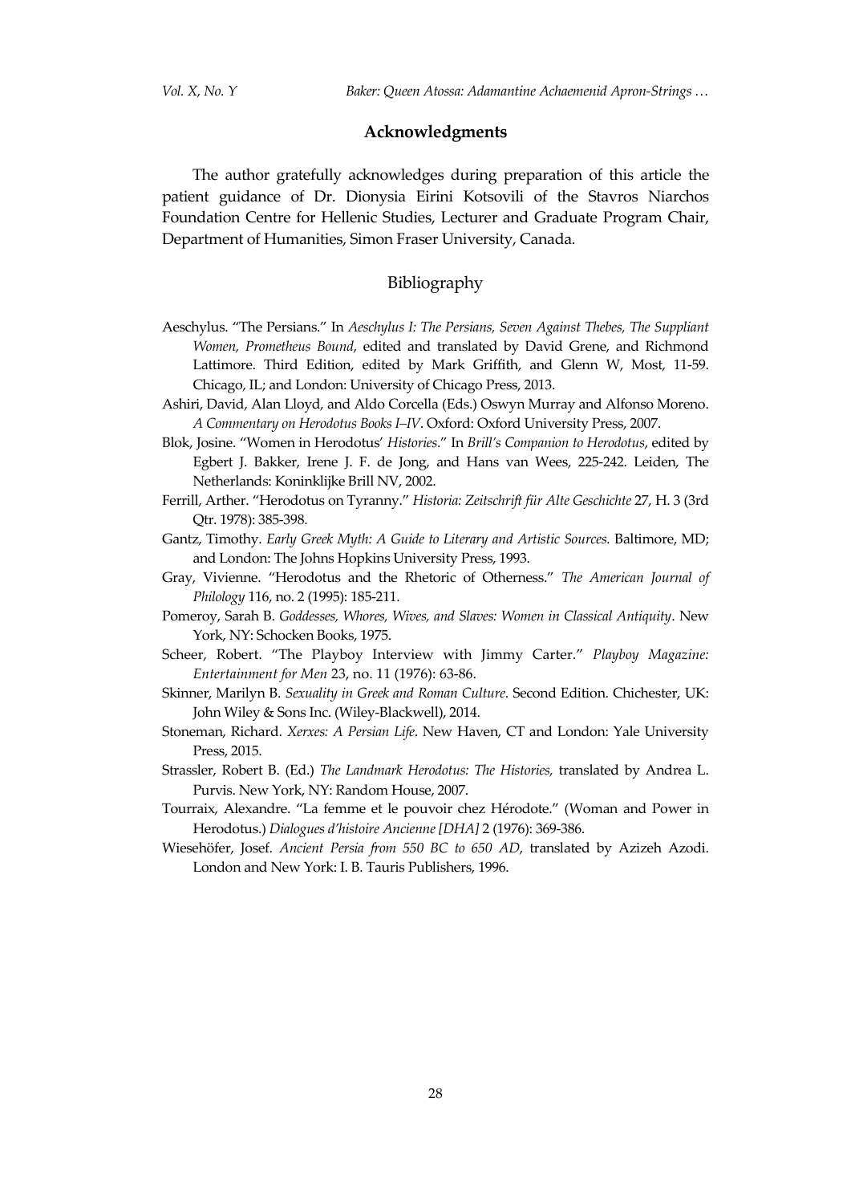## Acknowledgments

The author gratefully acknowledges during preparation of this article the patient guidance of Dr. Dionysia Eirini Kotsovili of the Stavros Niarchos Foundation Centre for Hellenic Studies, Lecturer and Graduate Program Chair, Department of Humanities, Simon Fraser University, Canada.

## Bibliography

Aeschylus. "The Persians." In *Aeschylus I: The Persians, Seven Against Thebes, The Suppliant Women, Prometheus Bound*, edited and translated by David Grene, and Richmond Lattimore. Third Edition, edited by Mark Griffith, and Glenn W, Most, 11-59. Chicago, IL; and London: University of Chicago Press, 2013.

Ashiri, David, Alan Lloyd, and Aldo Corcella (Eds.) Oswyn Murray and Alfonso Moreno. *A Commentary on Herodotus Books I–IV*. Oxford: Oxford University Press, 2007.

Blok, Josine. "Women in Herodotus' *Histories*." In *Brill's Companion to Herodotus*, edited by Egbert J. Bakker, Irene J. F. de Jong, and Hans van Wees, 225-242. Leiden, The Netherlands: Koninklijke Brill NV, 2002.

Ferrill, Arther. "Herodotus on Tyranny." *Historia: Zeitschrift für Alte Geschichte* 27, H. 3 (3rd Qtr. 1978): 385-398.

Gantz, Timothy. *Early Greek Myth: A Guide to Literary and Artistic Sources.* Baltimore, MD; and London: The Johns Hopkins University Press, 1993.

Gray, Vivienne. "Herodotus and the Rhetoric of Otherness." *The American Journal of Philology* 116, no. 2 (1995): 185-211.

Pomeroy, Sarah B. *Goddesses, Whores, Wives, and Slaves: Women in Classical Antiquity*. New York, NY: Schocken Books, 1975.

Scheer, Robert. "The Playboy Interview with Jimmy Carter." *Playboy Magazine: Entertainment for Men* 23, no. 11 (1976): 63-86.

Skinner, Marilyn B. *Sexuality in Greek and Roman Culture*. Second Edition. Chichester, UK: John Wiley & Sons Inc. (Wiley-Blackwell), 2014.

Stoneman, Richard. *Xerxes: A Persian Life*. New Haven, CT and London: Yale University Press, 2015.

Strassler, Robert B. (Ed.) *The Landmark Herodotus: The Histories,* translated by Andrea L. Purvis. New York, NY: Random House, 2007.

Tourraix, Alexandre. "La femme et le pouvoir chez Hérodote." (Woman and Power in Herodotus.) *Dialogues d'histoire Ancienne [DHA]* 2 (1976): 369-386.

Wiesehöfer, Josef. *Ancient Persia from 550 BC to 650 AD*, translated by Azizeh Azodi. London and New York: I. B. Tauris Publishers, 1996.